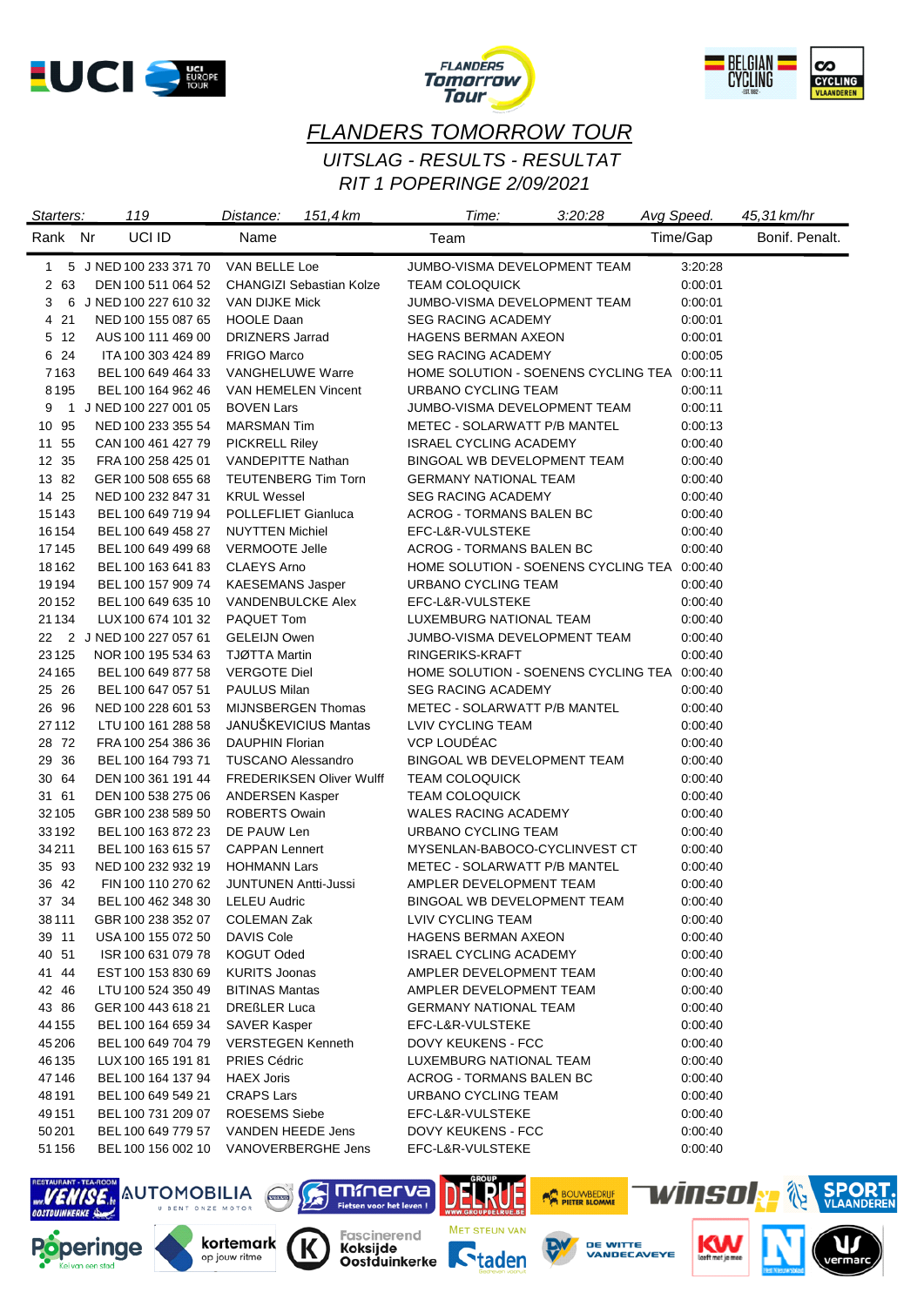# FLANDERS TOMORROW TOUR

## UITSLAG - RESULTS - RESULTAT

## RIT 1 POPERINGE 2/09/2021

*Starters:* 119 *Distance:* 151,4 km *Time:* 3:20:28 *Avg Speed.* 45,31 km/hr

| Rank | Nr | | UCI ID | Name | Team | Time/Gap | Bonif. | Penalt. |
|---|---|---|---|---|---|---|---|---|
| 1 | 5 | J | NED 100 233 371 70 | VAN BELLE Loe | JUMBO-VISMA DEVELOPMENT TEAM | 3:20:28 | | |
| 2 | 63 | | DEN 100 511 064 52 | CHANGIZI Sebastian Kolze | TEAM COLOQUICK | 0:00:01 | | |
| 3 | 6 | J | NED 100 227 610 32 | VAN DIJKE Mick | JUMBO-VISMA DEVELOPMENT TEAM | 0:00:01 | | |
| 4 | 21 | | NED 100 155 087 65 | HOOLE Daan | SEG RACING ACADEMY | 0:00:01 | | |
| 5 | 12 | | AUS 100 111 469 00 | DRIZNERS Jarrad | HAGENS BERMAN AXEON | 0:00:01 | | |
| 6 | 24 | | ITA 100 303 424 89 | FRIGO Marco | SEG RACING ACADEMY | 0:00:05 | | |
| 7 | 163 | | BEL 100 649 464 33 | VANGHELUWE Warre | HOME SOLUTION - SOENENS CYCLING TEA | 0:00:11 | | |
| 8 | 195 | | BEL 100 164 962 46 | VAN HEMELEN Vincent | URBANO CYCLING TEAM | 0:00:11 | | |
| 9 | 1 | J | NED 100 227 001 05 | BOVEN Lars | JUMBO-VISMA DEVELOPMENT TEAM | 0:00:11 | | |
| 10 | 95 | | NED 100 233 355 54 | MARSMAN Tim | METEC - SOLARWATT P/B MANTEL | 0:00:13 | | |
| 11 | 55 | | CAN 100 461 427 79 | PICKRELL Riley | ISRAEL CYCLING ACADEMY | 0:00:40 | | |
| 12 | 35 | | FRA 100 258 425 01 | VANDEPITTE Nathan | BINGOAL WB DEVELOPMENT TEAM | 0:00:40 | | |
| 13 | 82 | | GER 100 508 655 68 | TEUTENBERG Tim Torn | GERMANY NATIONAL TEAM | 0:00:40 | | |
| 14 | 25 | | NED 100 232 847 31 | KRUL Wessel | SEG RACING ACADEMY | 0:00:40 | | |
| 15 | 143 | | BEL 100 649 719 94 | POLLEFLIET Gianluca | ACROG - TORMANS BALEN BC | 0:00:40 | | |
| 16 | 154 | | BEL 100 649 458 27 | NUYTTEN Michiel | EFC-L&R-VULSTEKE | 0:00:40 | | |
| 17 | 145 | | BEL 100 649 499 68 | VERMOOTE Jelle | ACROG - TORMANS BALEN BC | 0:00:40 | | |
| 18 | 162 | | BEL 100 163 641 83 | CLAEYS Arno | HOME SOLUTION - SOENENS CYCLING TEA | 0:00:40 | | |
| 19 | 194 | | BEL 100 157 909 74 | KAESEMANS Jasper | URBANO CYCLING TEAM | 0:00:40 | | |
| 20 | 152 | | BEL 100 649 635 10 | VANDENBULCKE Alex | EFC-L&R-VULSTEKE | 0:00:40 | | |
| 21 | 134 | | LUX 100 674 101 32 | PAQUET Tom | LUXEMBURG NATIONAL TEAM | 0:00:40 | | |
| 22 | 2 | J | NED 100 227 057 61 | GELEIJN Owen | JUMBO-VISMA DEVELOPMENT TEAM | 0:00:40 | | |
| 23 | 125 | | NOR 100 195 534 63 | TJØTTA Martin | RINGERIKS-KRAFT | 0:00:40 | | |
| 24 | 165 | | BEL 100 649 877 58 | VERGOTE Diel | HOME SOLUTION - SOENENS CYCLING TEA | 0:00:40 | | |
| 25 | 26 | | BEL 100 647 057 51 | PAULUS Milan | SEG RACING ACADEMY | 0:00:40 | | |
| 26 | 96 | | NED 100 228 601 53 | MIJNSBERGEN Thomas | METEC - SOLARWATT P/B MANTEL | 0:00:40 | | |
| 27 | 112 | | LTU 100 161 288 58 | JANUŠKEVICIUS Mantas | LVIV CYCLING TEAM | 0:00:40 | | |
| 28 | 72 | | FRA 100 254 386 36 | DAUPHIN Florian | VCP LOUDÉAC | 0:00:40 | | |
| 29 | 36 | | BEL 100 164 793 71 | TUSCANO Alessandro | BINGOAL WB DEVELOPMENT TEAM | 0:00:40 | | |
| 30 | 64 | | DEN 100 361 191 44 | FREDERIKSEN Oliver Wulff | TEAM COLOQUICK | 0:00:40 | | |
| 31 | 61 | | DEN 100 538 275 06 | ANDERSEN Kasper | TEAM COLOQUICK | 0:00:40 | | |
| 32 | 105 | | GBR 100 238 589 50 | ROBERTS Owain | WALES RACING ACADEMY | 0:00:40 | | |
| 33 | 192 | | BEL 100 163 872 23 | DE PAUW Len | URBANO CYCLING TEAM | 0:00:40 | | |
| 34 | 211 | | BEL 100 163 615 57 | CAPPAN Lennert | MYSENLAN-BABOCO-CYCLINVEST CT | 0:00:40 | | |
| 35 | 93 | | NED 100 232 932 19 | HOHMANN Lars | METEC - SOLARWATT P/B MANTEL | 0:00:40 | | |
| 36 | 42 | | FIN 100 110 270 62 | JUNTUNEN Antti-Jussi | AMPLER DEVELOPMENT TEAM | 0:00:40 | | |
| 37 | 34 | | BEL 100 462 348 30 | LELEU Audric | BINGOAL WB DEVELOPMENT TEAM | 0:00:40 | | |
| 38 | 111 | | GBR 100 238 352 07 | COLEMAN Zak | LVIV CYCLING TEAM | 0:00:40 | | |
| 39 | 11 | | USA 100 155 072 50 | DAVIS Cole | HAGENS BERMAN AXEON | 0:00:40 | | |
| 40 | 51 | | ISR 100 631 079 78 | KOGUT Oded | ISRAEL CYCLING ACADEMY | 0:00:40 | | |
| 41 | 44 | | EST 100 153 830 69 | KURITS Joonas | AMPLER DEVELOPMENT TEAM | 0:00:40 | | |
| 42 | 46 | | LTU 100 524 350 49 | BITINAS Mantas | AMPLER DEVELOPMENT TEAM | 0:00:40 | | |
| 43 | 86 | | GER 100 443 618 21 | DREßLER Luca | GERMANY NATIONAL TEAM | 0:00:40 | | |
| 44 | 155 | | BEL 100 164 659 34 | SAVER Kasper | EFC-L&R-VULSTEKE | 0:00:40 | | |
| 45 | 206 | | BEL 100 649 704 79 | VERSTEGEN Kenneth | DOVY KEUKENS - FCC | 0:00:40 | | |
| 46 | 135 | | LUX 100 165 191 81 | PRIES Cédric | LUXEMBURG NATIONAL TEAM | 0:00:40 | | |
| 47 | 146 | | BEL 100 164 137 94 | HAEX Joris | ACROG - TORMANS BALEN BC | 0:00:40 | | |
| 48 | 191 | | BEL 100 649 549 21 | CRAPS Lars | URBANO CYCLING TEAM | 0:00:40 | | |
| 49 | 151 | | BEL 100 731 209 07 | ROESEMS Siebe | EFC-L&R-VULSTEKE | 0:00:40 | | |
| 50 | 201 | | BEL 100 649 779 57 | VANDEN HEEDE Jens | DOVY KEUKENS - FCC | 0:00:40 | | |
| 51 | 156 | | BEL 100 156 002 10 | VANOVERBERGHE Jens | EFC-L&R-VULSTEKE | 0:00:40 | | |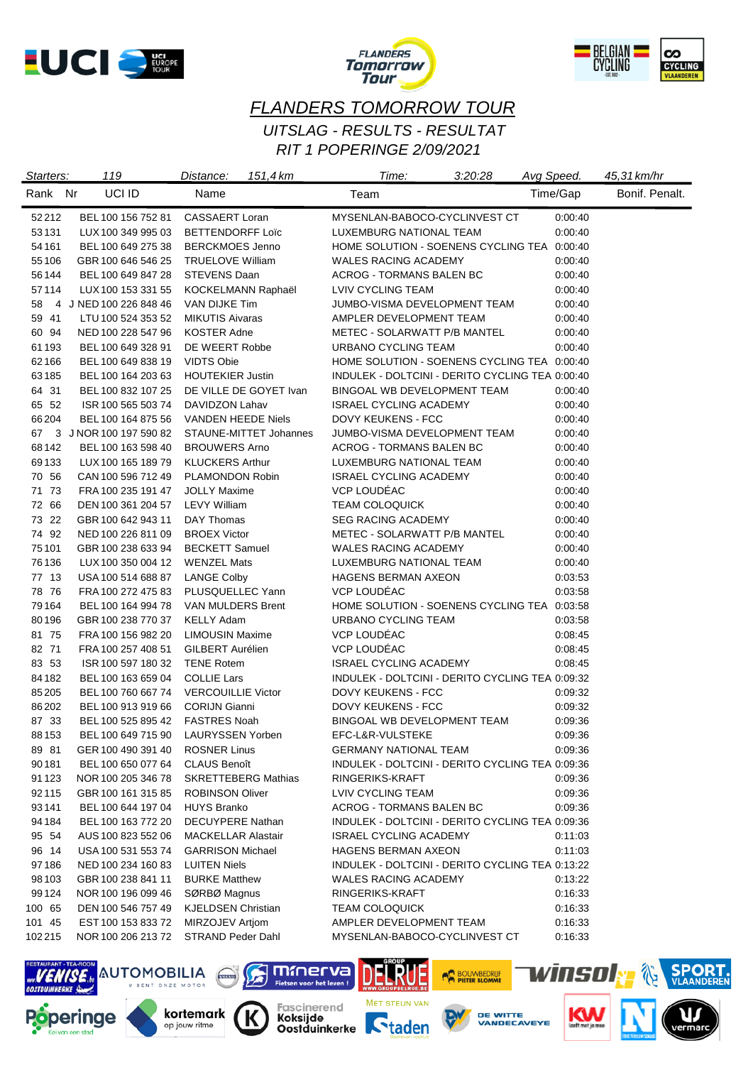# FLANDERS TOMORROW TOUR

## UITSLAG - RESULTS - RESULTAT

## RIT 1 POPERINGE 2/09/2021

Starters: 119 | Distance: 151,4 km | Time: 3:20:28 | Avg Speed: 45,31 km/hr

| Rank | Nr | | UCI ID | Name | Team | Time/Gap | Bonif. | Penalt. |
|---|---|---|---|---|---|---|---|---|
| 52 | 212 | | BEL 100 156 752 81 | CASSAERT Loran | MYSENLAN-BABOCO-CYCLINVEST CT | 0:00:40 | | |
| 53 | 131 | | LUX 100 349 995 03 | BETTENDORFF Loïc | LUXEMBURG NATIONAL TEAM | 0:00:40 | | |
| 54 | 161 | | BEL 100 649 275 38 | BERCKMOES Jenno | HOME SOLUTION - SOENENS CYCLING TEA | 0:00:40 | | |
| 55 | 106 | | GBR 100 646 546 25 | TRUELOVE William | WALES RACING ACADEMY | 0:00:40 | | |
| 56 | 144 | | BEL 100 649 847 28 | STEVENS Daan | ACROG - TORMANS BALEN BC | 0:00:40 | | |
| 57 | 114 | | LUX 100 153 331 55 | KOCKELMANN Raphaël | LVIV CYCLING TEAM | 0:00:40 | | |
| 58 | 4 | J | NED 100 226 848 46 | VAN DIJKE Tim | JUMBO-VISMA DEVELOPMENT TEAM | 0:00:40 | | |
| 59 | 41 | | LTU 100 524 353 52 | MIKUTIS Aivaras | AMPLER DEVELOPMENT TEAM | 0:00:40 | | |
| 60 | 94 | | NED 100 228 547 96 | KOSTER Adne | METEC - SOLARWATT P/B MANTEL | 0:00:40 | | |
| 61 | 193 | | BEL 100 649 328 91 | DE WEERT Robbe | URBANO CYCLING TEAM | 0:00:40 | | |
| 62 | 166 | | BEL 100 649 838 19 | VIDTS Obie | HOME SOLUTION - SOENENS CYCLING TEA | 0:00:40 | | |
| 63 | 185 | | BEL 100 164 203 63 | HOUTEKIER Justin | INDULEK - DOLTCINI - DERITO CYCLING TEA | 0:00:40 | | |
| 64 | 31 | | BEL 100 832 107 25 | DE VILLE DE GOYET Ivan | BINGOAL WB DEVELOPMENT TEAM | 0:00:40 | | |
| 65 | 52 | | ISR 100 565 503 74 | DAVIDZON Lahav | ISRAEL CYCLING ACADEMY | 0:00:40 | | |
| 66 | 204 | | BEL 100 164 875 56 | VANDEN HEEDE Niels | DOVY KEUKENS - FCC | 0:00:40 | | |
| 67 | 3 | J | NOR 100 197 590 82 | STAUNE-MITTET Johannes | JUMBO-VISMA DEVELOPMENT TEAM | 0:00:40 | | |
| 68 | 142 | | BEL 100 163 598 40 | BROUWERS Arno | ACROG - TORMANS BALEN BC | 0:00:40 | | |
| 69 | 133 | | LUX 100 165 189 79 | KLUCKERS Arthur | LUXEMBURG NATIONAL TEAM | 0:00:40 | | |
| 70 | 56 | | CAN 100 596 712 49 | PLAMONDON Robin | ISRAEL CYCLING ACADEMY | 0:00:40 | | |
| 71 | 73 | | FRA 100 235 191 47 | JOLLY Maxime | VCP LOUDÉAC | 0:00:40 | | |
| 72 | 66 | | DEN 100 361 204 57 | LEVY William | TEAM COLOQUICK | 0:00:40 | | |
| 73 | 22 | | GBR 100 642 943 11 | DAY Thomas | SEG RACING ACADEMY | 0:00:40 | | |
| 74 | 92 | | NED 100 226 811 09 | BROEX Victor | METEC - SOLARWATT P/B MANTEL | 0:00:40 | | |
| 75 | 101 | | GBR 100 238 633 94 | BECKETT Samuel | WALES RACING ACADEMY | 0:00:40 | | |
| 76 | 136 | | LUX 100 350 004 12 | WENZEL Mats | LUXEMBURG NATIONAL TEAM | 0:00:40 | | |
| 77 | 13 | | USA 100 514 688 87 | LANGE Colby | HAGENS BERMAN AXEON | 0:03:53 | | |
| 78 | 76 | | FRA 100 272 475 83 | PLUSQUELLEC Yann | VCP LOUDÉAC | 0:03:58 | | |
| 79 | 164 | | BEL 100 164 994 78 | VAN MULDERS Brent | HOME SOLUTION - SOENENS CYCLING TEA | 0:03:58 | | |
| 80 | 196 | | GBR 100 238 770 37 | KELLY Adam | URBANO CYCLING TEAM | 0:03:58 | | |
| 81 | 75 | | FRA 100 156 982 20 | LIMOUSIN Maxime | VCP LOUDÉAC | 0:08:45 | | |
| 82 | 71 | | FRA 100 257 408 51 | GILBERT Aurélien | VCP LOUDÉAC | 0:08:45 | | |
| 83 | 53 | | ISR 100 597 180 32 | TENE Rotem | ISRAEL CYCLING ACADEMY | 0:08:45 | | |
| 84 | 182 | | BEL 100 163 659 04 | COLLIE Lars | INDULEK - DOLTCINI - DERITO CYCLING TEA | 0:09:32 | | |
| 85 | 205 | | BEL 100 760 667 74 | VERCOUILLIE Victor | DOVY KEUKENS - FCC | 0:09:32 | | |
| 86 | 202 | | BEL 100 913 919 66 | CORIJN Gianni | DOVY KEUKENS - FCC | 0:09:32 | | |
| 87 | 33 | | BEL 100 525 895 42 | FASTRES Noah | BINGOAL WB DEVELOPMENT TEAM | 0:09:36 | | |
| 88 | 153 | | BEL 100 649 715 90 | LAURYSSEN Yorben | EFC-L&R-VULSTEKE | 0:09:36 | | |
| 89 | 81 | | GER 100 490 391 40 | ROSNER Linus | GERMANY NATIONAL TEAM | 0:09:36 | | |
| 90 | 181 | | BEL 100 650 077 64 | CLAUS Benoît | INDULEK - DOLTCINI - DERITO CYCLING TEA | 0:09:36 | | |
| 91 | 123 | | NOR 100 205 346 78 | SKRETTEBERG Mathias | RINGERIKS-KRAFT | 0:09:36 | | |
| 92 | 115 | | GBR 100 161 315 85 | ROBINSON Oliver | LVIV CYCLING TEAM | 0:09:36 | | |
| 93 | 141 | | BEL 100 644 197 04 | HUYS Branko | ACROG - TORMANS BALEN BC | 0:09:36 | | |
| 94 | 184 | | BEL 100 163 772 20 | DECUYPERE Nathan | INDULEK - DOLTCINI - DERITO CYCLING TEA | 0:09:36 | | |
| 95 | 54 | | AUS 100 823 552 06 | MACKELLAR Alastair | ISRAEL CYCLING ACADEMY | 0:11:03 | | |
| 96 | 14 | | USA 100 531 553 74 | GARRISON Michael | HAGENS BERMAN AXEON | 0:11:03 | | |
| 97 | 186 | | NED 100 234 160 83 | LUITEN Niels | INDULEK - DOLTCINI - DERITO CYCLING TEA | 0:13:22 | | |
| 98 | 103 | | GBR 100 238 841 11 | BURKE Matthew | WALES RACING ACADEMY | 0:13:22 | | |
| 99 | 124 | | NOR 100 196 099 46 | SØRBØ Magnus | RINGERIKS-KRAFT | 0:16:33 | | |
| 100 | 65 | | DEN 100 546 757 49 | KJELDSEN Christian | TEAM COLOQUICK | 0:16:33 | | |
| 101 | 45 | | EST 100 153 833 72 | MIRZOJEV Artjom | AMPLER DEVELOPMENT TEAM | 0:16:33 | | |
| 102 | 215 | | NOR 100 206 213 72 | STRAND Peder Dahl | MYSENLAN-BABOCO-CYCLINVEST CT | 0:16:33 | | |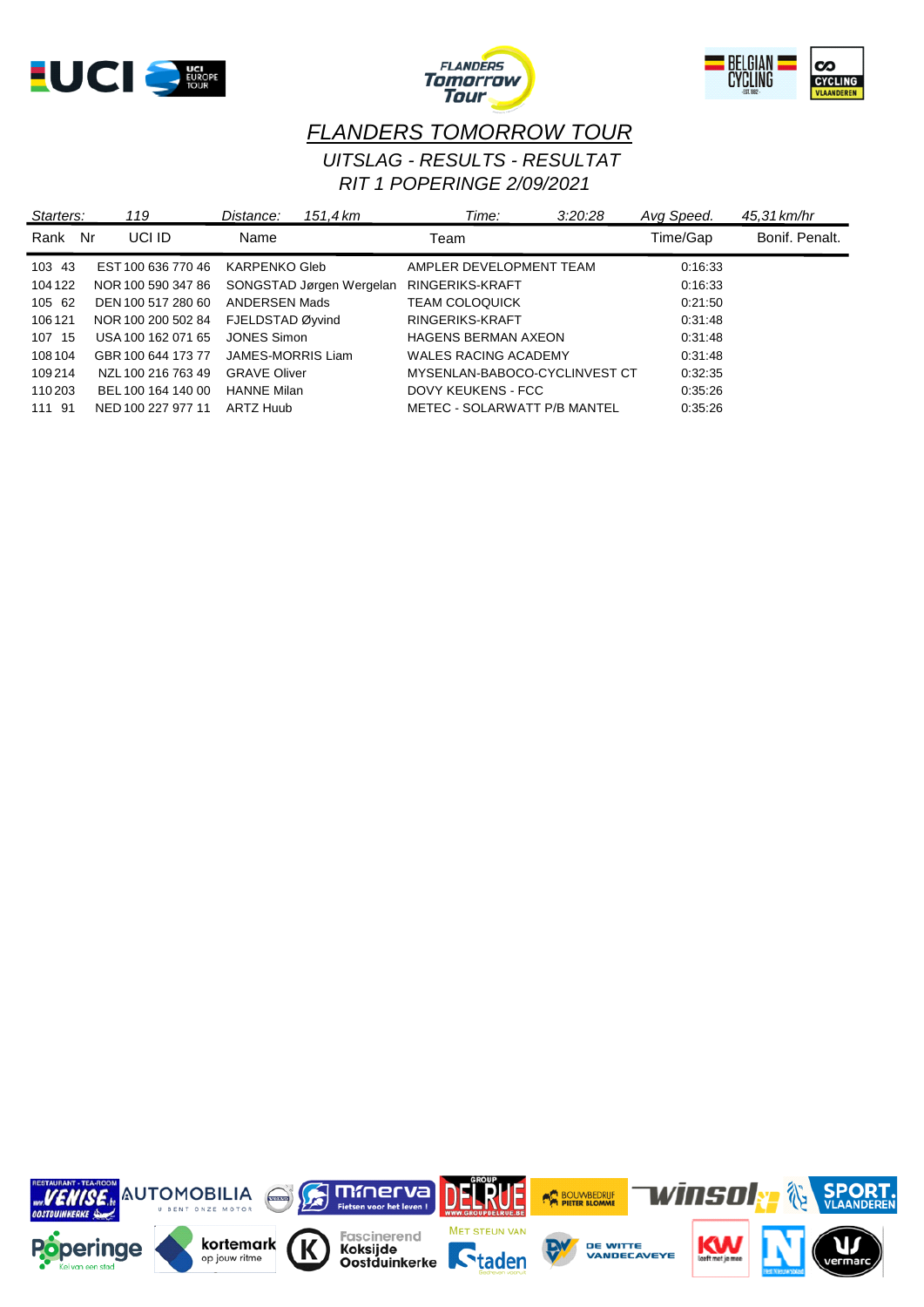# FLANDERS TOMORROW TOUR

*UITSLAG - RESULTS - RESULTAT*

*RIT 1 POPERINGE 2/09/2021*

*Starters:* 119 | *Distance:* 151,4 km | *Time:* 3:20:28 | *Avg Speed.* 45,31 km/hr

| Rank | Nr | UCI ID | Name | Team | Time/Gap | Bonif. | Penalt. |
|---|---|---|---|---|---|---|---|
| 103 | 43 | EST 100 636 770 46 | KARPENKO Gleb | AMPLER DEVELOPMENT TEAM | 0:16:33 | | |
| 104 | 122 | NOR 100 590 347 86 | SONGSTAD Jørgen Wergelan | RINGERIKS-KRAFT | 0:16:33 | | |
| 105 | 62 | DEN 100 517 280 60 | ANDERSEN Mads | TEAM COLOQUICK | 0:21:50 | | |
| 106 | 121 | NOR 100 200 502 84 | FJELDSTAD Øyvind | RINGERIKS-KRAFT | 0:31:48 | | |
| 107 | 15 | USA 100 162 071 65 | JONES Simon | HAGENS BERMAN AXEON | 0:31:48 | | |
| 108 | 104 | GBR 100 644 173 77 | JAMES-MORRIS Liam | WALES RACING ACADEMY | 0:31:48 | | |
| 109 | 214 | NZL 100 216 763 49 | GRAVE Oliver | MYSENLAN-BABOCO-CYCLINVEST CT | 0:32:35 | | |
| 110 | 203 | BEL 100 164 140 00 | HANNE Milan | DOVY KEUKENS - FCC | 0:35:26 | | |
| 111 | 91 | NED 100 227 977 11 | ARTZ Huub | METEC - SOLARWATT P/B MANTEL | 0:35:26 | | |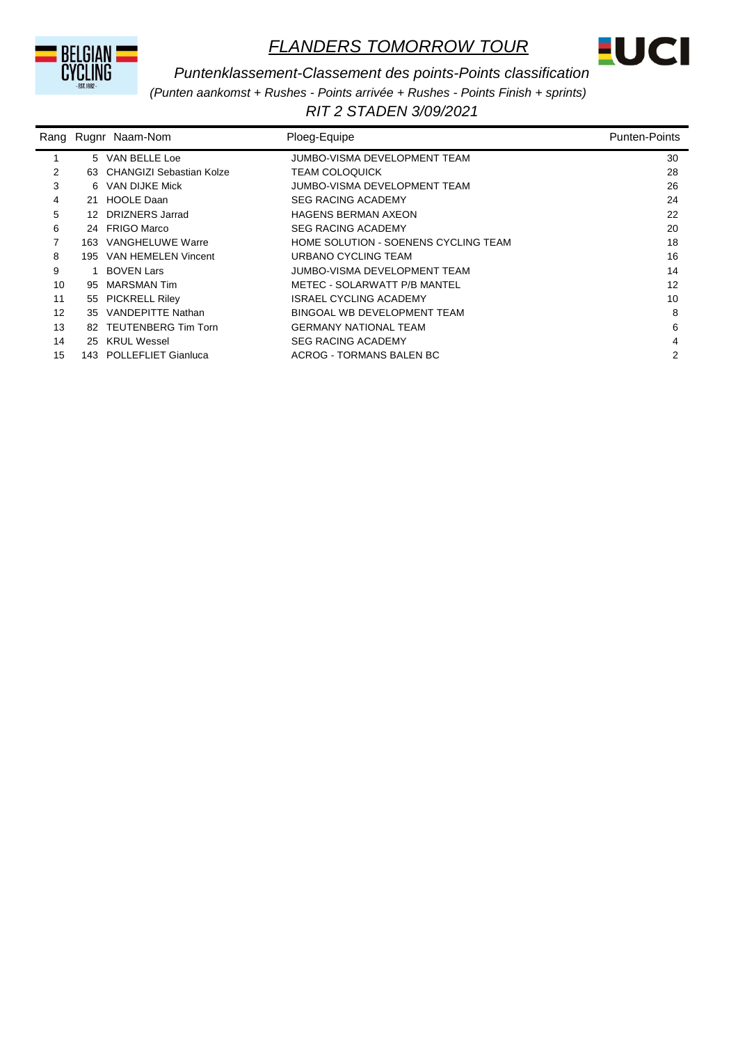# *FLANDERS TOMORROW TOUR*

*Puntenklassement-Classement des points-Points classification*

*(Punten aankomst + Rushes - Points arrivée + Rushes - Points Finish + sprints)*

*RIT 2 STADEN 3/09/2021*

| Rang | Rugnr | Naam-Nom | Ploeg-Equipe | Punten-Points |
|---|---|---|---|---|
| 1 | 5 | VAN BELLE Loe | JUMBO-VISMA DEVELOPMENT TEAM | 30 |
| 2 | 63 | CHANGIZI Sebastian Kolze | TEAM COLOQUICK | 28 |
| 3 | 6 | VAN DIJKE Mick | JUMBO-VISMA DEVELOPMENT TEAM | 26 |
| 4 | 21 | HOOLE Daan | SEG RACING ACADEMY | 24 |
| 5 | 12 | DRIZNERS Jarrad | HAGENS BERMAN AXEON | 22 |
| 6 | 24 | FRIGO Marco | SEG RACING ACADEMY | 20 |
| 7 | 163 | VANGHELUWE Warre | HOME SOLUTION - SOENENS CYCLING TEAM | 18 |
| 8 | 195 | VAN HEMELEN Vincent | URBANO CYCLING TEAM | 16 |
| 9 | 1 | BOVEN Lars | JUMBO-VISMA DEVELOPMENT TEAM | 14 |
| 10 | 95 | MARSMAN Tim | METEC - SOLARWATT P/B MANTEL | 12 |
| 11 | 55 | PICKRELL Riley | ISRAEL CYCLING ACADEMY | 10 |
| 12 | 35 | VANDEPITTE Nathan | BINGOAL WB DEVELOPMENT TEAM | 8 |
| 13 | 82 | TEUTENBERG Tim Torn | GERMANY NATIONAL TEAM | 6 |
| 14 | 25 | KRUL Wessel | SEG RACING ACADEMY | 4 |
| 15 | 143 | POLLEFLIET Gianluca | ACROG - TORMANS BALEN BC | 2 |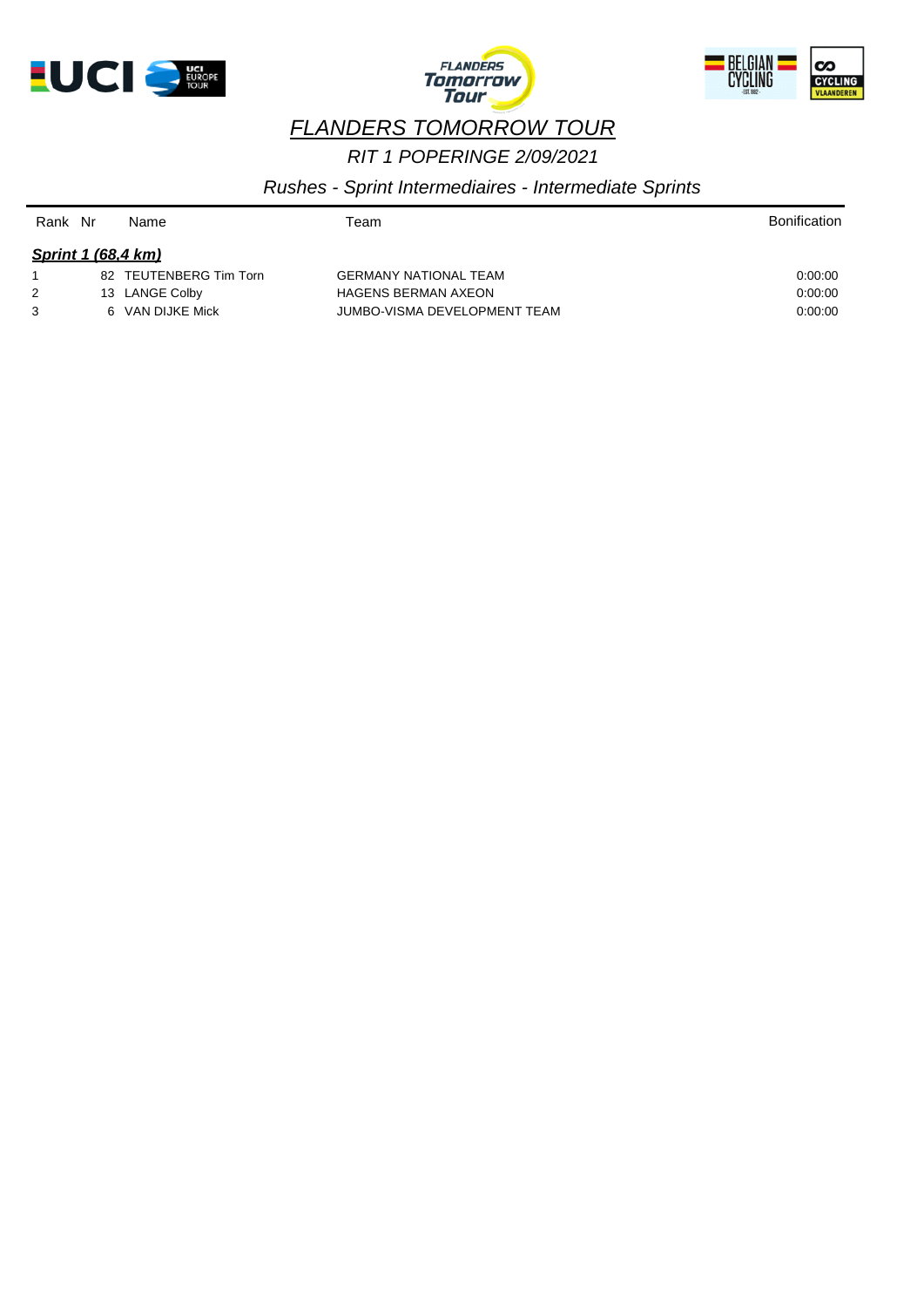# *FLANDERS TOMORROW TOUR*

*RIT 1 POPERINGE 2/09/2021*

*Rushes - Sprint Intermediaires - Intermediate Sprints*

| Rank | Nr | Name | Team | Bonification |
|---|---|---|---|---|
| ***Sprint 1 (68,4 km)*** | | | | |
| 1 | 82 | TEUTENBERG Tim Torn | GERMANY NATIONAL TEAM | 0:00:00 |
| 2 | 13 | LANGE Colby | HAGENS BERMAN AXEON | 0:00:00 |
| 3 | 6 | VAN DIJKE Mick | JUMBO-VISMA DEVELOPMENT TEAM | 0:00:00 |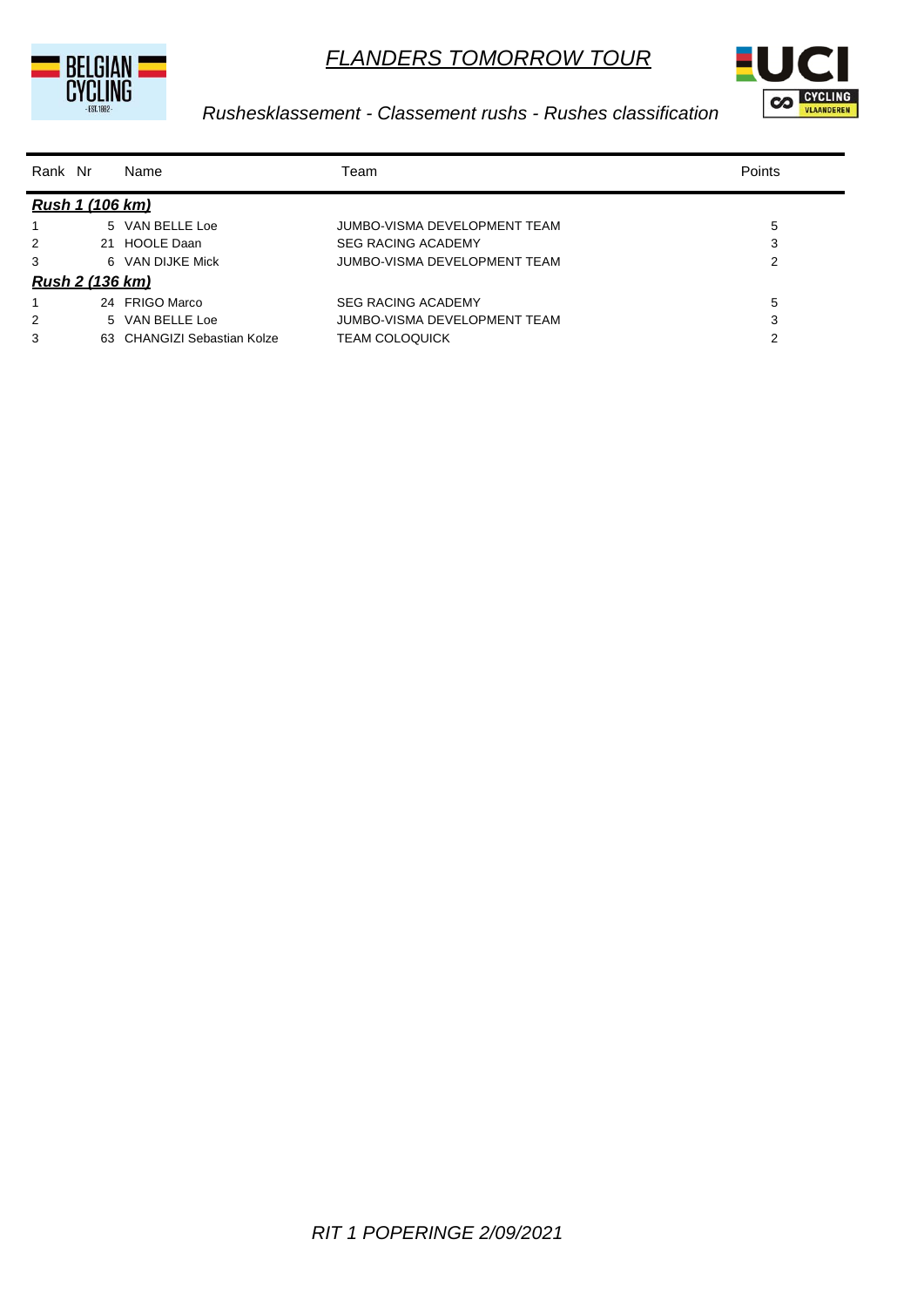# FLANDERS TOMORROW TOUR

*Rushesklassement - Classement rushs - Rushes classification*

| Rank | Nr | Name | Team | Points |
|---|---|---|---|---|
| ***Rush 1 (106 km)*** | | | | |
| 1 | 5 | VAN BELLE Loe | JUMBO-VISMA DEVELOPMENT TEAM | 5 |
| 2 | 21 | HOOLE Daan | SEG RACING ACADEMY | 3 |
| 3 | 6 | VAN DIJKE Mick | JUMBO-VISMA DEVELOPMENT TEAM | 2 |
| ***Rush 2 (136 km)*** | | | | |
| 1 | 24 | FRIGO Marco | SEG RACING ACADEMY | 5 |
| 2 | 5 | VAN BELLE Loe | JUMBO-VISMA DEVELOPMENT TEAM | 3 |
| 3 | 63 | CHANGIZI Sebastian Kolze | TEAM COLOQUICK | 2 |

*RIT 1 POPERINGE 2/09/2021*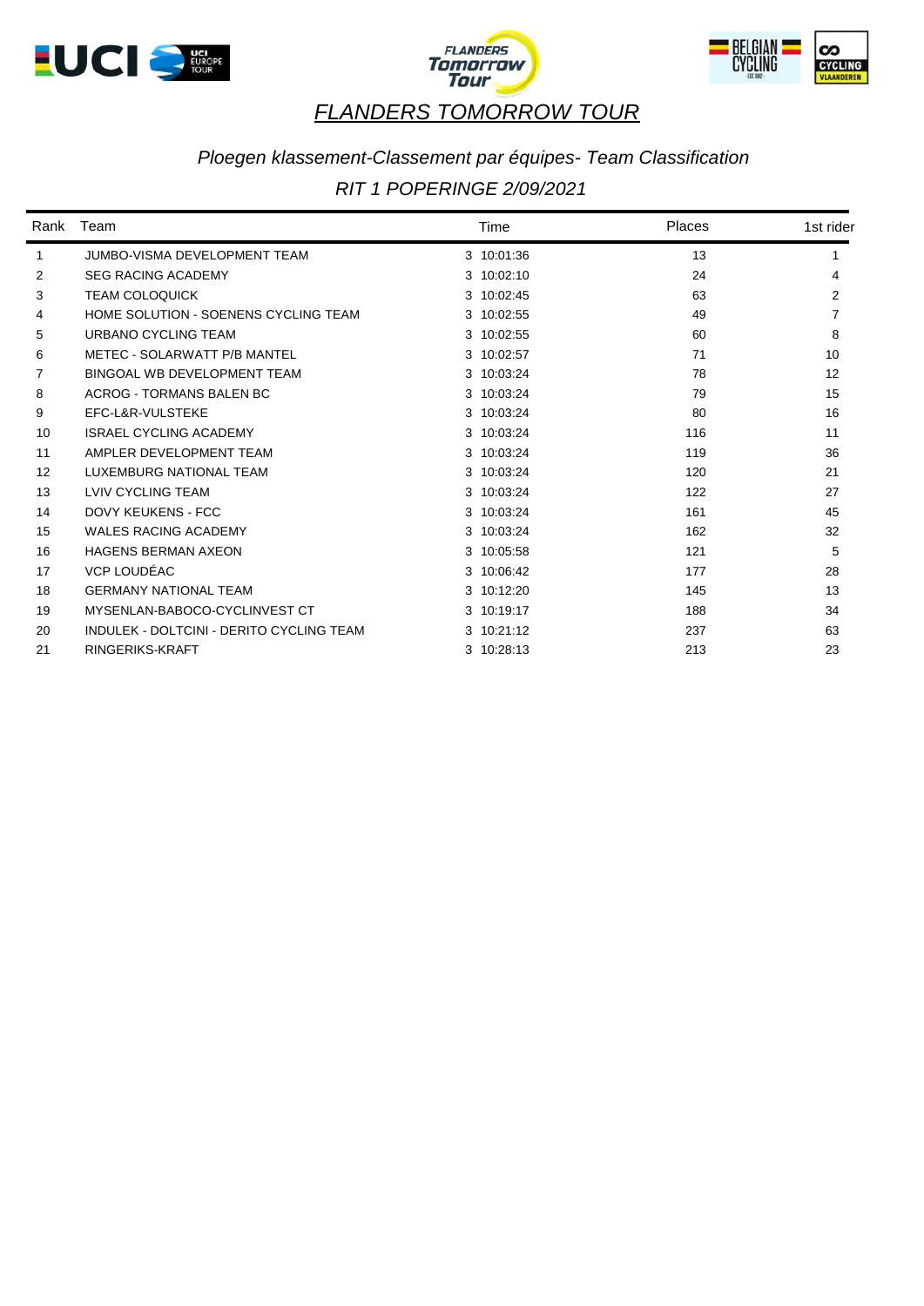# FLANDERS TOMORROW TOUR

## *Ploegen klassement-Classement par équipes- Team Classification*

## *RIT 1 POPERINGE 2/09/2021*

| Rank | Team | Time | Places | 1st rider |
|---|---|---|---|---|
| 1 | JUMBO-VISMA DEVELOPMENT TEAM | 3 10:01:36 | 13 | 1 |
| 2 | SEG RACING ACADEMY | 3 10:02:10 | 24 | 4 |
| 3 | TEAM COLOQUICK | 3 10:02:45 | 63 | 2 |
| 4 | HOME SOLUTION - SOENENS CYCLING TEAM | 3 10:02:55 | 49 | 7 |
| 5 | URBANO CYCLING TEAM | 3 10:02:55 | 60 | 8 |
| 6 | METEC - SOLARWATT P/B MANTEL | 3 10:02:57 | 71 | 10 |
| 7 | BINGOAL WB DEVELOPMENT TEAM | 3 10:03:24 | 78 | 12 |
| 8 | ACROG - TORMANS BALEN BC | 3 10:03:24 | 79 | 15 |
| 9 | EFC-L&R-VULSTEKE | 3 10:03:24 | 80 | 16 |
| 10 | ISRAEL CYCLING ACADEMY | 3 10:03:24 | 116 | 11 |
| 11 | AMPLER DEVELOPMENT TEAM | 3 10:03:24 | 119 | 36 |
| 12 | LUXEMBURG NATIONAL TEAM | 3 10:03:24 | 120 | 21 |
| 13 | LVIV CYCLING TEAM | 3 10:03:24 | 122 | 27 |
| 14 | DOVY KEUKENS - FCC | 3 10:03:24 | 161 | 45 |
| 15 | WALES RACING ACADEMY | 3 10:03:24 | 162 | 32 |
| 16 | HAGENS BERMAN AXEON | 3 10:05:58 | 121 | 5 |
| 17 | VCP LOUDÉAC | 3 10:06:42 | 177 | 28 |
| 18 | GERMANY NATIONAL TEAM | 3 10:12:20 | 145 | 13 |
| 19 | MYSENLAN-BABOCO-CYCLINVEST CT | 3 10:19:17 | 188 | 34 |
| 20 | INDULEK - DOLTCINI - DERITO CYCLING TEAM | 3 10:21:12 | 237 | 63 |
| 21 | RINGERIKS-KRAFT | 3 10:28:13 | 213 | 23 |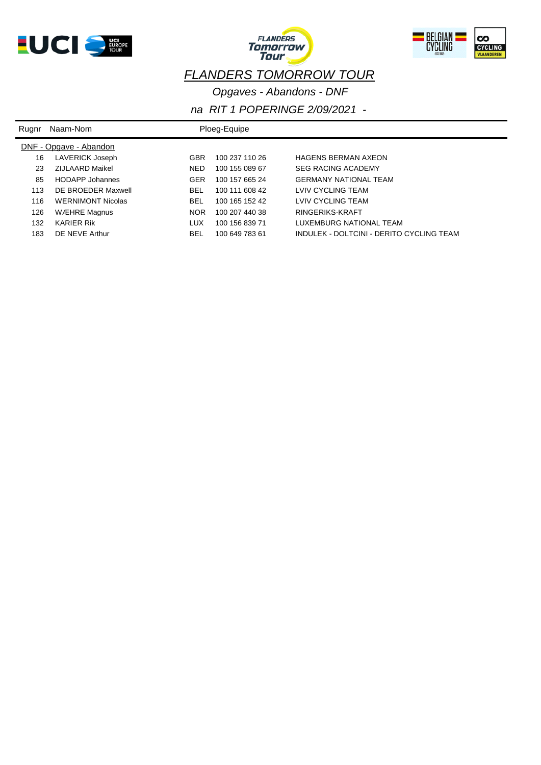# FLANDERS TOMORROW TOUR

*Opgaves - Abandons - DNF*

*na RIT 1 POPERINGE 2/09/2021 -*

| Rugnr | Naam-Nom | | Ploeg-Equipe | |
|---|---|---|---|---|
| DNF - Opgave - Abandon | | | | |
| 16 | LAVERICK Joseph | GBR | 100 237 110 26 | HAGENS BERMAN AXEON |
| 23 | ZIJLAARD Maikel | NED | 100 155 089 67 | SEG RACING ACADEMY |
| 85 | HODAPP Johannes | GER | 100 157 665 24 | GERMANY NATIONAL TEAM |
| 113 | DE BROEDER Maxwell | BEL | 100 111 608 42 | LVIV CYCLING TEAM |
| 116 | WERNIMONT Nicolas | BEL | 100 165 152 42 | LVIV CYCLING TEAM |
| 126 | WÆHRE Magnus | NOR | 100 207 440 38 | RINGERIKS-KRAFT |
| 132 | KARIER Rik | LUX | 100 156 839 71 | LUXEMBURG NATIONAL TEAM |
| 183 | DE NEVE Arthur | BEL | 100 649 783 61 | INDULEK - DOLTCINI - DERITO CYCLING TEAM |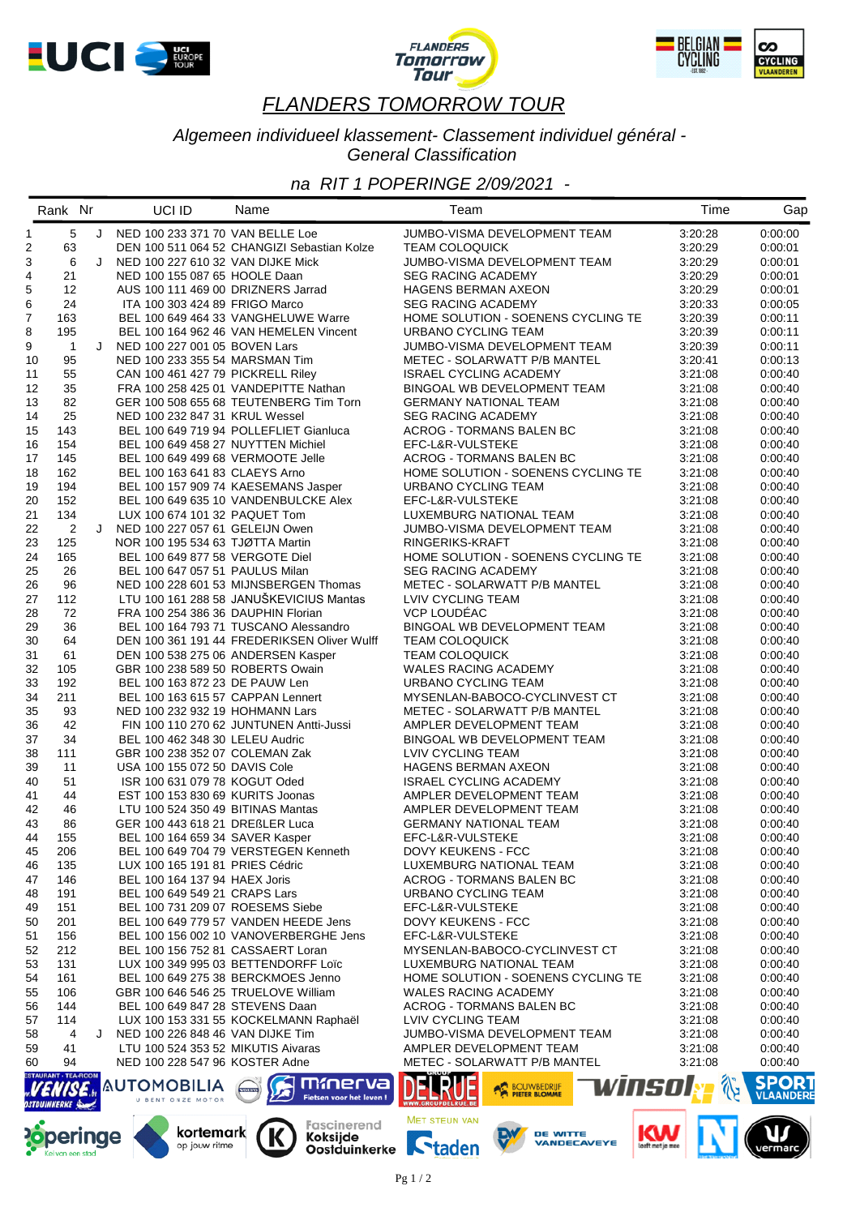# FLANDERS TOMORROW TOUR

*Algemeen individueel klassement- Classement individuel général - General Classification*

*na RIT 1 POPERINGE 2/09/2021 -*

| Rank | Nr | | UCI ID | Name | Team | Time | Gap |
|---|---|---|---|---|---|---|---|
| 1 | 5 | J | NED 100 233 371 70 | VAN BELLE Loe | JUMBO-VISMA DEVELOPMENT TEAM | 3:20:28 | 0:00:00 |
| 2 | 63 | | DEN 100 511 064 52 | CHANGIZI Sebastian Kolze | TEAM COLOQUICK | 3:20:29 | 0:00:01 |
| 3 | 6 | J | NED 100 227 610 32 | VAN DIJKE Mick | JUMBO-VISMA DEVELOPMENT TEAM | 3:20:29 | 0:00:01 |
| 4 | 21 | | NED 100 155 087 65 | HOOLE Daan | SEG RACING ACADEMY | 3:20:29 | 0:00:01 |
| 5 | 12 | | AUS 100 111 469 00 | DRIZNERS Jarrad | HAGENS BERMAN AXEON | 3:20:29 | 0:00:01 |
| 6 | 24 | | ITA 100 303 424 89 | FRIGO Marco | SEG RACING ACADEMY | 3:20:33 | 0:00:05 |
| 7 | 163 | | BEL 100 649 464 33 | VANGHELUWE Warre | HOME SOLUTION - SOENENS CYCLING TE | 3:20:39 | 0:00:11 |
| 8 | 195 | | BEL 100 164 962 46 | VAN HEMELEN Vincent | URBANO CYCLING TEAM | 3:20:39 | 0:00:11 |
| 9 | 1 | J | NED 100 227 001 05 | BOVEN Lars | JUMBO-VISMA DEVELOPMENT TEAM | 3:20:39 | 0:00:11 |
| 10 | 95 | | NED 100 233 355 54 | MARSMAN Tim | METEC - SOLARWATT P/B MANTEL | 3:20:41 | 0:00:13 |
| 11 | 55 | | CAN 100 461 427 79 | PICKRELL Riley | ISRAEL CYCLING ACADEMY | 3:21:08 | 0:00:40 |
| 12 | 35 | | FRA 100 258 425 01 | VANDEPITTE Nathan | BINGOAL WB DEVELOPMENT TEAM | 3:21:08 | 0:00:40 |
| 13 | 82 | | GER 100 508 655 68 | TEUTENBERG Tim Torn | GERMANY NATIONAL TEAM | 3:21:08 | 0:00:40 |
| 14 | 25 | | NED 100 232 847 31 | KRUL Wessel | SEG RACING ACADEMY | 3:21:08 | 0:00:40 |
| 15 | 143 | | BEL 100 649 719 94 | POLLEFLIET Gianluca | ACROG - TORMANS BALEN BC | 3:21:08 | 0:00:40 |
| 16 | 154 | | BEL 100 649 458 27 | NUYTTEN Michiel | EFC-L&R-VULSTEKE | 3:21:08 | 0:00:40 |
| 17 | 145 | | BEL 100 649 499 68 | VERMOOTE Jelle | ACROG - TORMANS BALEN BC | 3:21:08 | 0:00:40 |
| 18 | 162 | | BEL 100 163 641 83 | CLAEYS Arno | HOME SOLUTION - SOENENS CYCLING TE | 3:21:08 | 0:00:40 |
| 19 | 194 | | BEL 100 157 909 74 | KAESEMANS Jasper | URBANO CYCLING TEAM | 3:21:08 | 0:00:40 |
| 20 | 152 | | BEL 100 649 635 10 | VANDENBULCKE Alex | EFC-L&R-VULSTEKE | 3:21:08 | 0:00:40 |
| 21 | 134 | | LUX 100 674 101 32 | PAQUET Tom | LUXEMBURG NATIONAL TEAM | 3:21:08 | 0:00:40 |
| 22 | 2 | J | NED 100 227 061 65 | GELEIJN Owen | JUMBO-VISMA DEVELOPMENT TEAM | 3:21:08 | 0:00:40 |
| 23 | 125 | | NOR 100 195 534 63 | TJØTTA Martin | RINGERIKS-KRAFT | 3:21:08 | 0:00:40 |
| 24 | 165 | | BEL 100 649 877 58 | VERGOTE Diel | HOME SOLUTION - SOENENS CYCLING TE | 3:21:08 | 0:00:40 |
| 25 | 26 | | BEL 100 647 057 51 | PAULUS Milan | SEG RACING ACADEMY | 3:21:08 | 0:00:40 |
| 26 | 96 | | NED 100 228 601 53 | MIJNSBERGEN Thomas | METEC - SOLARWATT P/B MANTEL | 3:21:08 | 0:00:40 |
| 27 | 112 | | LTU 100 161 288 58 | JANUŠKEVICIUS Mantas | LVIV CYCLING TEAM | 3:21:08 | 0:00:40 |
| 28 | 72 | | FRA 100 254 386 36 | DAUPHIN Florian | VCP LOUDÉAC | 3:21:08 | 0:00:40 |
| 29 | 36 | | BEL 100 164 793 71 | TUSCANO Alessandro | BINGOAL WB DEVELOPMENT TEAM | 3:21:08 | 0:00:40 |
| 30 | 64 | | DEN 100 361 191 44 | FREDERIKSEN Oliver Wulff | TEAM COLOQUICK | 3:21:08 | 0:00:40 |
| 31 | 61 | | DEN 100 538 275 06 | ANDERSEN Kasper | TEAM COLOQUICK | 3:21:08 | 0:00:40 |
| 32 | 105 | | GBR 100 238 589 50 | ROBERTS Owain | WALES RACING ACADEMY | 3:21:08 | 0:00:40 |
| 33 | 192 | | BEL 100 163 872 23 | DE PAUW Len | URBANO CYCLING TEAM | 3:21:08 | 0:00:40 |
| 34 | 211 | | BEL 100 163 615 57 | CAPPAN Lennert | MYSENLAN-BABOCO-CYCLINVEST CT | 3:21:08 | 0:00:40 |
| 35 | 93 | | NED 100 232 932 19 | HOHMANN Lars | METEC - SOLARWATT P/B MANTEL | 3:21:08 | 0:00:40 |
| 36 | 42 | | FIN 100 110 270 62 | JUNTUNEN Antti-Jussi | AMPLER DEVELOPMENT TEAM | 3:21:08 | 0:00:40 |
| 37 | 34 | | BEL 100 462 348 30 | LELEU Audric | BINGOAL WB DEVELOPMENT TEAM | 3:21:08 | 0:00:40 |
| 38 | 111 | | GBR 100 238 352 07 | COLEMAN Zak | LVIV CYCLING TEAM | 3:21:08 | 0:00:40 |
| 39 | 11 | | USA 100 155 072 50 | DAVIS Cole | HAGENS BERMAN AXEON | 3:21:08 | 0:00:40 |
| 40 | 51 | | ISR 100 631 079 78 | KOGUT Oded | ISRAEL CYCLING ACADEMY | 3:21:08 | 0:00:40 |
| 41 | 44 | | EST 100 153 830 69 | KURITS Joonas | AMPLER DEVELOPMENT TEAM | 3:21:08 | 0:00:40 |
| 42 | 46 | | LTU 100 524 350 49 | BITINAS Mantas | AMPLER DEVELOPMENT TEAM | 3:21:08 | 0:00:40 |
| 43 | 86 | | GER 100 443 618 21 | DREßLER Luca | GERMANY NATIONAL TEAM | 3:21:08 | 0:00:40 |
| 44 | 155 | | BEL 100 164 659 34 | SAVER Kasper | EFC-L&R-VULSTEKE | 3:21:08 | 0:00:40 |
| 45 | 206 | | BEL 100 649 704 79 | VERSTEGEN Kenneth | DOVY KEUKENS - FCC | 3:21:08 | 0:00:40 |
| 46 | 135 | | LUX 100 165 191 81 | PRIES Cédric | LUXEMBURG NATIONAL TEAM | 3:21:08 | 0:00:40 |
| 47 | 146 | | BEL 100 164 137 94 | HAEX Joris | ACROG - TORMANS BALEN BC | 3:21:08 | 0:00:40 |
| 48 | 191 | | BEL 100 649 549 21 | CRAPS Lars | URBANO CYCLING TEAM | 3:21:08 | 0:00:40 |
| 49 | 151 | | BEL 100 731 209 07 | ROESEMS Siebe | EFC-L&R-VULSTEKE | 3:21:08 | 0:00:40 |
| 50 | 201 | | BEL 100 649 779 57 | VANDEN HEEDE Jens | DOVY KEUKENS - FCC | 3:21:08 | 0:00:40 |
| 51 | 156 | | BEL 100 156 002 10 | VANOVERBERGHE Jens | EFC-L&R-VULSTEKE | 3:21:08 | 0:00:40 |
| 52 | 212 | | BEL 100 156 752 81 | CASSAERT Loran | MYSENLAN-BABOCO-CYCLINVEST CT | 3:21:08 | 0:00:40 |
| 53 | 131 | | LUX 100 349 995 03 | BETTENDORFF Loïc | LUXEMBURG NATIONAL TEAM | 3:21:08 | 0:00:40 |
| 54 | 161 | | BEL 100 649 275 38 | BERCKMOES Jenno | HOME SOLUTION - SOENENS CYCLING TE | 3:21:08 | 0:00:40 |
| 55 | 106 | | GBR 100 646 546 25 | TRUELOVE William | WALES RACING ACADEMY | 3:21:08 | 0:00:40 |
| 56 | 144 | | BEL 100 649 847 28 | STEVENS Daan | ACROG - TORMANS BALEN BC | 3:21:08 | 0:00:40 |
| 57 | 114 | | LUX 100 153 331 55 | KOCKELMANN Raphaël | LVIV CYCLING TEAM | 3:21:08 | 0:00:40 |
| 58 | 4 | J | NED 100 226 848 46 | VAN DIJKE Tim | JUMBO-VISMA DEVELOPMENT TEAM | 3:21:08 | 0:00:40 |
| 59 | 41 | | LTU 100 524 353 52 | MIKUTIS Aivaras | AMPLER DEVELOPMENT TEAM | 3:21:08 | 0:00:40 |
| 60 | 94 | | NED 100 228 547 96 | KOSTER Adne | METEC - SOLARWATT P/B MANTEL | 3:21:08 | 0:00:40 |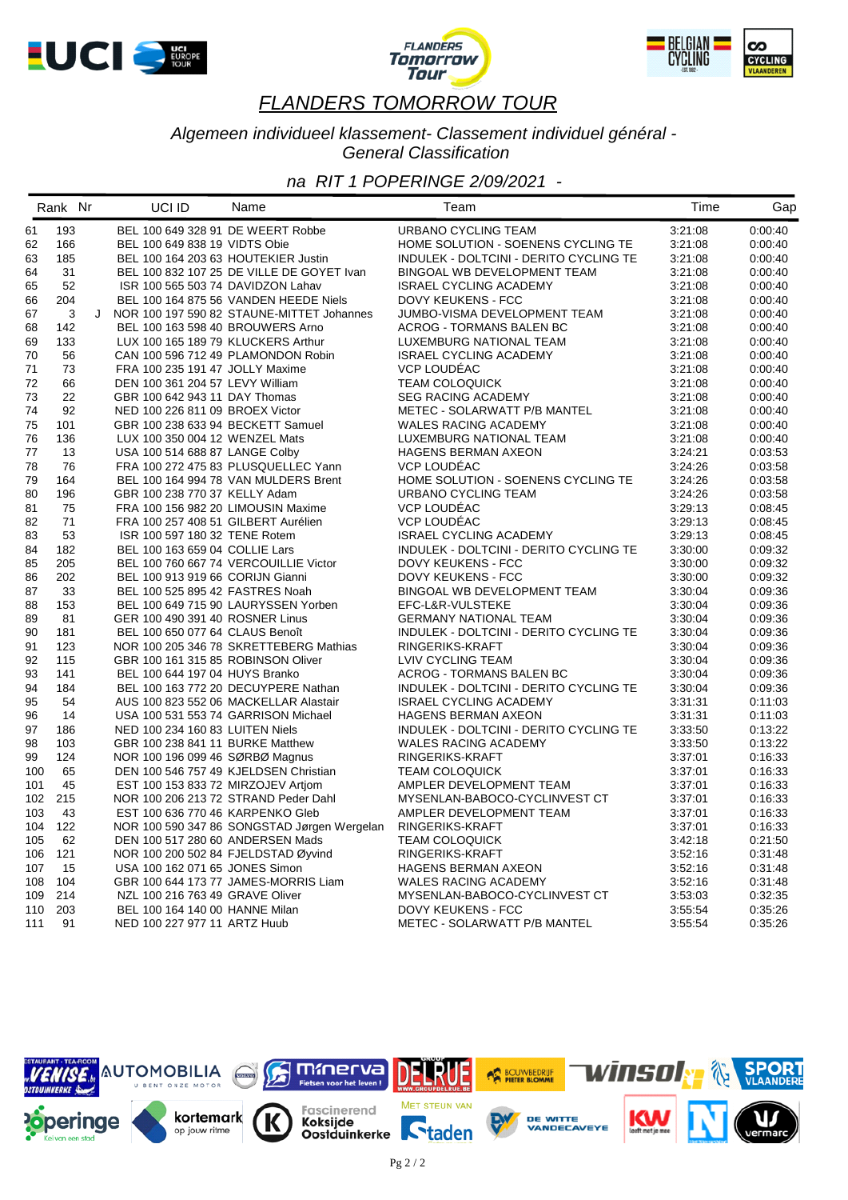# FLANDERS TOMORROW TOUR

*Algemeen individueel klassement- Classement individuel général - General Classification*

*na RIT 1 POPERINGE 2/09/2021 -*

| Rank | Nr | | UCI ID | Name | Team | Time | Gap |
|---|---|---|---|---|---|---|---|
| 61 | 193 | | BEL 100 649 328 91 | DE WEERT Robbe | URBANO CYCLING TEAM | 3:21:08 | 0:00:40 |
| 62 | 166 | | BEL 100 649 838 19 | VIDTS Obie | HOME SOLUTION - SOENENS CYCLING TE | 3:21:08 | 0:00:40 |
| 63 | 185 | | BEL 100 164 203 63 | HOUTEKIER Justin | INDULEK - DOLTCINI - DERITO CYCLING TE | 3:21:08 | 0:00:40 |
| 64 | 31 | | BEL 100 832 107 25 | DE VILLE DE GOYET Ivan | BINGOAL WB DEVELOPMENT TEAM | 3:21:08 | 0:00:40 |
| 65 | 52 | | ISR 100 565 503 74 | DAVIDZON Lahav | ISRAEL CYCLING ACADEMY | 3:21:08 | 0:00:40 |
| 66 | 204 | | BEL 100 164 875 56 | VANDEN HEEDE Niels | DOVY KEUKENS - FCC | 3:21:08 | 0:00:40 |
| 67 | 3 | J | NOR 100 197 590 82 | STAUNE-MITTET Johannes | JUMBO-VISMA DEVELOPMENT TEAM | 3:21:08 | 0:00:40 |
| 68 | 142 | | BEL 100 163 598 40 | BROUWERS Arno | ACROG - TORMANS BALEN BC | 3:21:08 | 0:00:40 |
| 69 | 133 | | LUX 100 165 189 79 | KLUCKERS Arthur | LUXEMBURG NATIONAL TEAM | 3:21:08 | 0:00:40 |
| 70 | 56 | | CAN 100 596 712 49 | PLAMONDON Robin | ISRAEL CYCLING ACADEMY | 3:21:08 | 0:00:40 |
| 71 | 73 | | FRA 100 235 191 47 | JOLLY Maxime | VCP LOUDÉAC | 3:21:08 | 0:00:40 |
| 72 | 66 | | DEN 100 361 204 57 | LEVY William | TEAM COLOQUICK | 3:21:08 | 0:00:40 |
| 73 | 22 | | GBR 100 642 943 11 | DAY Thomas | SEG RACING ACADEMY | 3:21:08 | 0:00:40 |
| 74 | 92 | | NED 100 226 811 09 | BROEX Victor | METEC - SOLARWATT P/B MANTEL | 3:21:08 | 0:00:40 |
| 75 | 101 | | GBR 100 238 633 94 | BECKETT Samuel | WALES RACING ACADEMY | 3:21:08 | 0:00:40 |
| 76 | 136 | | LUX 100 350 004 12 | WENZEL Mats | LUXEMBURG NATIONAL TEAM | 3:21:08 | 0:00:40 |
| 77 | 13 | | USA 100 514 688 87 | LANGE Colby | HAGENS BERMAN AXEON | 3:24:21 | 0:03:53 |
| 78 | 76 | | FRA 100 272 475 83 | PLUSQUELLEC Yann | VCP LOUDÉAC | 3:24:26 | 0:03:58 |
| 79 | 164 | | BEL 100 164 994 78 | VAN MULDERS Brent | HOME SOLUTION - SOENENS CYCLING TE | 3:24:26 | 0:03:58 |
| 80 | 196 | | GBR 100 238 770 37 | KELLY Adam | URBANO CYCLING TEAM | 3:24:26 | 0:03:58 |
| 81 | 75 | | FRA 100 156 982 20 | LIMOUSIN Maxime | VCP LOUDÉAC | 3:29:13 | 0:08:45 |
| 82 | 71 | | FRA 100 257 408 51 | GILBERT Aurélien | VCP LOUDÉAC | 3:29:13 | 0:08:45 |
| 83 | 53 | | ISR 100 597 180 32 | TENE Rotem | ISRAEL CYCLING ACADEMY | 3:29:13 | 0:08:45 |
| 84 | 182 | | BEL 100 163 659 04 | COLLIE Lars | INDULEK - DOLTCINI - DERITO CYCLING TE | 3:30:00 | 0:09:32 |
| 85 | 205 | | BEL 100 760 667 74 | VERCOUILLIE Victor | DOVY KEUKENS - FCC | 3:30:00 | 0:09:32 |
| 86 | 202 | | BEL 100 913 919 66 | CORIJN Gianni | DOVY KEUKENS - FCC | 3:30:00 | 0:09:32 |
| 87 | 33 | | BEL 100 525 895 42 | FASTRES Noah | BINGOAL WB DEVELOPMENT TEAM | 3:30:04 | 0:09:36 |
| 88 | 153 | | BEL 100 649 715 90 | LAURYSSEN Yorben | EFC-L&R-VULSTEKE | 3:30:04 | 0:09:36 |
| 89 | 81 | | GER 100 490 391 40 | ROSNER Linus | GERMANY NATIONAL TEAM | 3:30:04 | 0:09:36 |
| 90 | 181 | | BEL 100 650 077 64 | CLAUS Benoît | INDULEK - DOLTCINI - DERITO CYCLING TE | 3:30:04 | 0:09:36 |
| 91 | 123 | | NOR 100 205 346 78 | SKRETTEBERG Mathias | RINGERIKS-KRAFT | 3:30:04 | 0:09:36 |
| 92 | 115 | | GBR 100 161 315 85 | ROBINSON Oliver | LVIV CYCLING TEAM | 3:30:04 | 0:09:36 |
| 93 | 141 | | BEL 100 644 190 84 | HUYS Branko | ACROG - TORMANS BALEN BC | 3:30:04 | 0:09:36 |
| 94 | 184 | | BEL 100 163 772 20 | DECUYPERE Nathan | INDULEK - DOLTCINI - DERITO CYCLING TE | 3:30:04 | 0:09:36 |
| 95 | 54 | | AUS 100 823 552 06 | MACKELLAR Alastair | ISRAEL CYCLING ACADEMY | 3:31:31 | 0:11:03 |
| 96 | 14 | | USA 100 531 553 74 | GARRISON Michael | HAGENS BERMAN AXEON | 3:31:31 | 0:11:03 |
| 97 | 186 | | NED 100 234 160 83 | LUITEN Niels | INDULEK - DOLTCINI - DERITO CYCLING TE | 3:33:50 | 0:13:22 |
| 98 | 103 | | GBR 100 238 841 11 | BURKE Matthew | WALES RACING ACADEMY | 3:33:50 | 0:13:22 |
| 99 | 124 | | NOR 100 196 099 46 | SØRBØ Magnus | RINGERIKS-KRAFT | 3:37:01 | 0:16:33 |
| 100 | 65 | | DEN 100 546 757 49 | KJELDSEN Christian | TEAM COLOQUICK | 3:37:01 | 0:16:33 |
| 101 | 45 | | EST 100 153 833 72 | MIRZOJEV Artjom | AMPLER DEVELOPMENT TEAM | 3:37:01 | 0:16:33 |
| 102 | 215 | | NOR 100 206 213 72 | STRAND Peder Dahl | MYSENLAN-BABOCO-CYCLINVEST CT | 3:37:01 | 0:16:33 |
| 103 | 43 | | EST 100 636 770 46 | KARPENKO Gleb | AMPLER DEVELOPMENT TEAM | 3:37:01 | 0:16:33 |
| 104 | 122 | | NOR 100 590 347 86 | SONGSTAD Jørgen Wergelan | RINGERIKS-KRAFT | 3:37:01 | 0:16:33 |
| 105 | 62 | | DEN 100 517 280 60 | ANDERSEN Mads | TEAM COLOQUICK | 3:42:18 | 0:21:50 |
| 106 | 121 | | NOR 100 200 502 84 | FJELDSTAD Øyvind | RINGERIKS-KRAFT | 3:52:16 | 0:31:48 |
| 107 | 15 | | USA 100 162 071 65 | JONES Simon | HAGENS BERMAN AXEON | 3:52:16 | 0:31:48 |
| 108 | 104 | | GBR 100 644 173 77 | JAMES-MORRIS Liam | WALES RACING ACADEMY | 3:52:16 | 0:31:48 |
| 109 | 214 | | NZL 100 216 763 49 | GRAVE Oliver | MYSENLAN-BABOCO-CYCLINVEST CT | 3:53:03 | 0:32:35 |
| 110 | 203 | | BEL 100 164 140 00 | HANNE Milan | DOVY KEUKENS - FCC | 3:55:54 | 0:35:26 |
| 111 | 91 | | NED 100 227 977 11 | ARTZ Huub | METEC - SOLARWATT P/B MANTEL | 3:55:54 | 0:35:26 |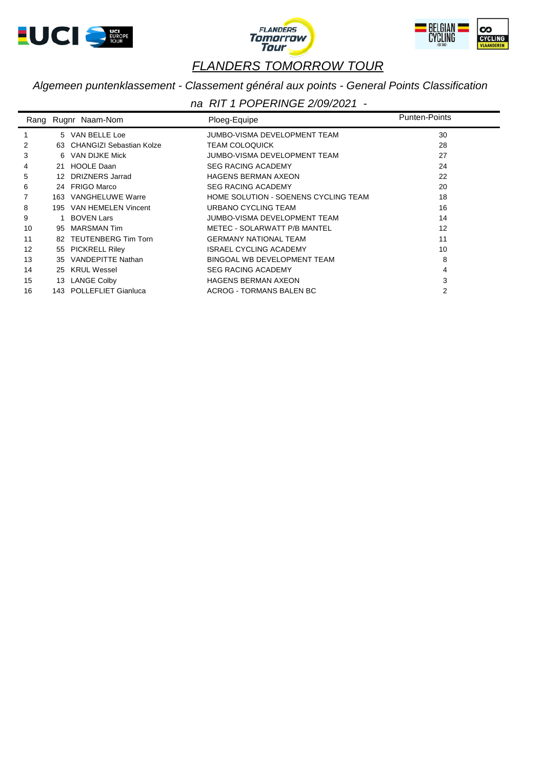# FLANDERS TOMORROW TOUR

*Algemeen puntenklassement - Classement général aux points - General Points Classification*

*na RIT 1 POPERINGE 2/09/2021 -*

| Rang | Rugnr | Naam-Nom | Ploeg-Equipe | Punten-Points |
|---|---|---|---|---|
| 1 | 5 | VAN BELLE Loe | JUMBO-VISMA DEVELOPMENT TEAM | 30 |
| 2 | 63 | CHANGIZI Sebastian Kolze | TEAM COLOQUICK | 28 |
| 3 | 6 | VAN DIJKE Mick | JUMBO-VISMA DEVELOPMENT TEAM | 27 |
| 4 | 21 | HOOLE Daan | SEG RACING ACADEMY | 24 |
| 5 | 12 | DRIZNERS Jarrad | HAGENS BERMAN AXEON | 22 |
| 6 | 24 | FRIGO Marco | SEG RACING ACADEMY | 20 |
| 7 | 163 | VANGHELUWE Warre | HOME SOLUTION - SOENENS CYCLING TEAM | 18 |
| 8 | 195 | VAN HEMELEN Vincent | URBANO CYCLING TEAM | 16 |
| 9 | 1 | BOVEN Lars | JUMBO-VISMA DEVELOPMENT TEAM | 14 |
| 10 | 95 | MARSMAN Tim | METEC - SOLARWATT P/B MANTEL | 12 |
| 11 | 82 | TEUTENBERG Tim Torn | GERMANY NATIONAL TEAM | 11 |
| 12 | 55 | PICKRELL Riley | ISRAEL CYCLING ACADEMY | 10 |
| 13 | 35 | VANDEPITTE Nathan | BINGOAL WB DEVELOPMENT TEAM | 8 |
| 14 | 25 | KRUL Wessel | SEG RACING ACADEMY | 4 |
| 15 | 13 | LANGE Colby | HAGENS BERMAN AXEON | 3 |
| 16 | 143 | POLLEFLIET Gianluca | ACROG - TORMANS BALEN BC | 2 |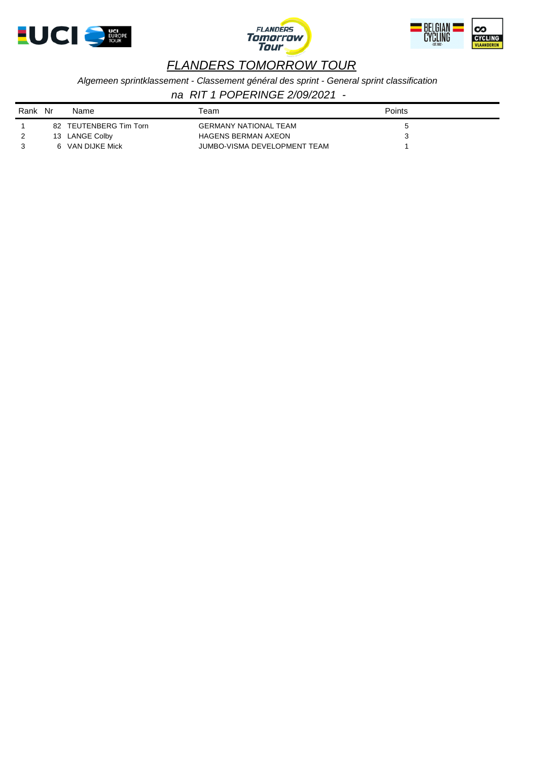# *FLANDERS TOMORROW TOUR*

*Algemeen sprintklassement - Classement général des sprint - General sprint classification*

*na RIT 1 POPERINGE 2/09/2021 -*

| Rank | Nr | Name | Team | Points |
|---|---|---|---|---|
| 1 | 82 | TEUTENBERG Tim Torn | GERMANY NATIONAL TEAM | 5 |
| 2 | 13 | LANGE Colby | HAGENS BERMAN AXEON | 3 |
| 3 | 6 | VAN DIJKE Mick | JUMBO-VISMA DEVELOPMENT TEAM | 1 |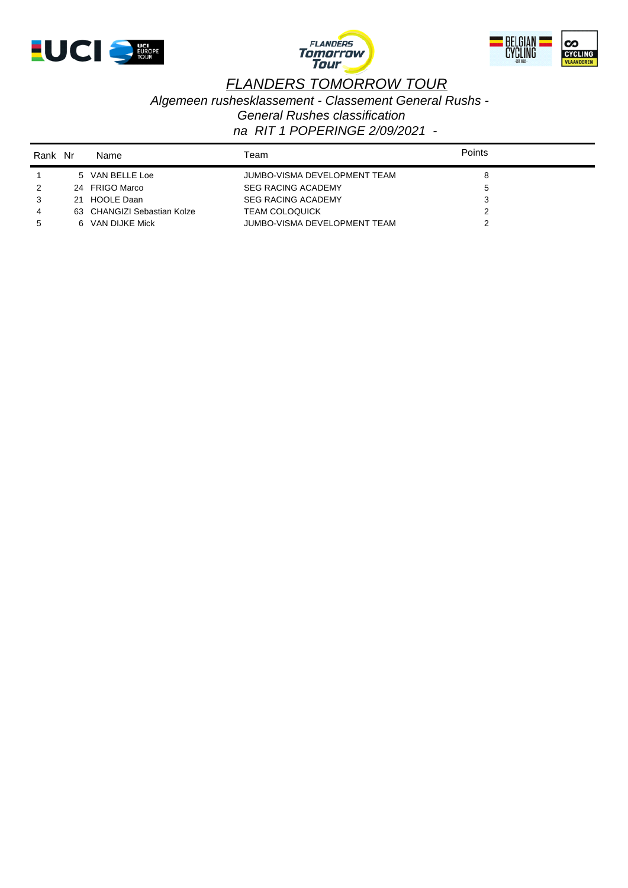# *FLANDERS TOMORROW TOUR*

*Algemeen rushesklassement - Classement General Rushs -*
*General Rushes classification*
*na RIT 1 POPERINGE 2/09/2021 -*

| Rank | Nr | Name | Team | Points |
|---|---|---|---|---|
| 1 | 5 | VAN BELLE Loe | JUMBO-VISMA DEVELOPMENT TEAM | 8 |
| 2 | 24 | FRIGO Marco | SEG RACING ACADEMY | 5 |
| 3 | 21 | HOOLE Daan | SEG RACING ACADEMY | 3 |
| 4 | 63 | CHANGIZI Sebastian Kolze | TEAM COLOQUICK | 2 |
| 5 | 6 | VAN DIJKE Mick | JUMBO-VISMA DEVELOPMENT TEAM | 2 |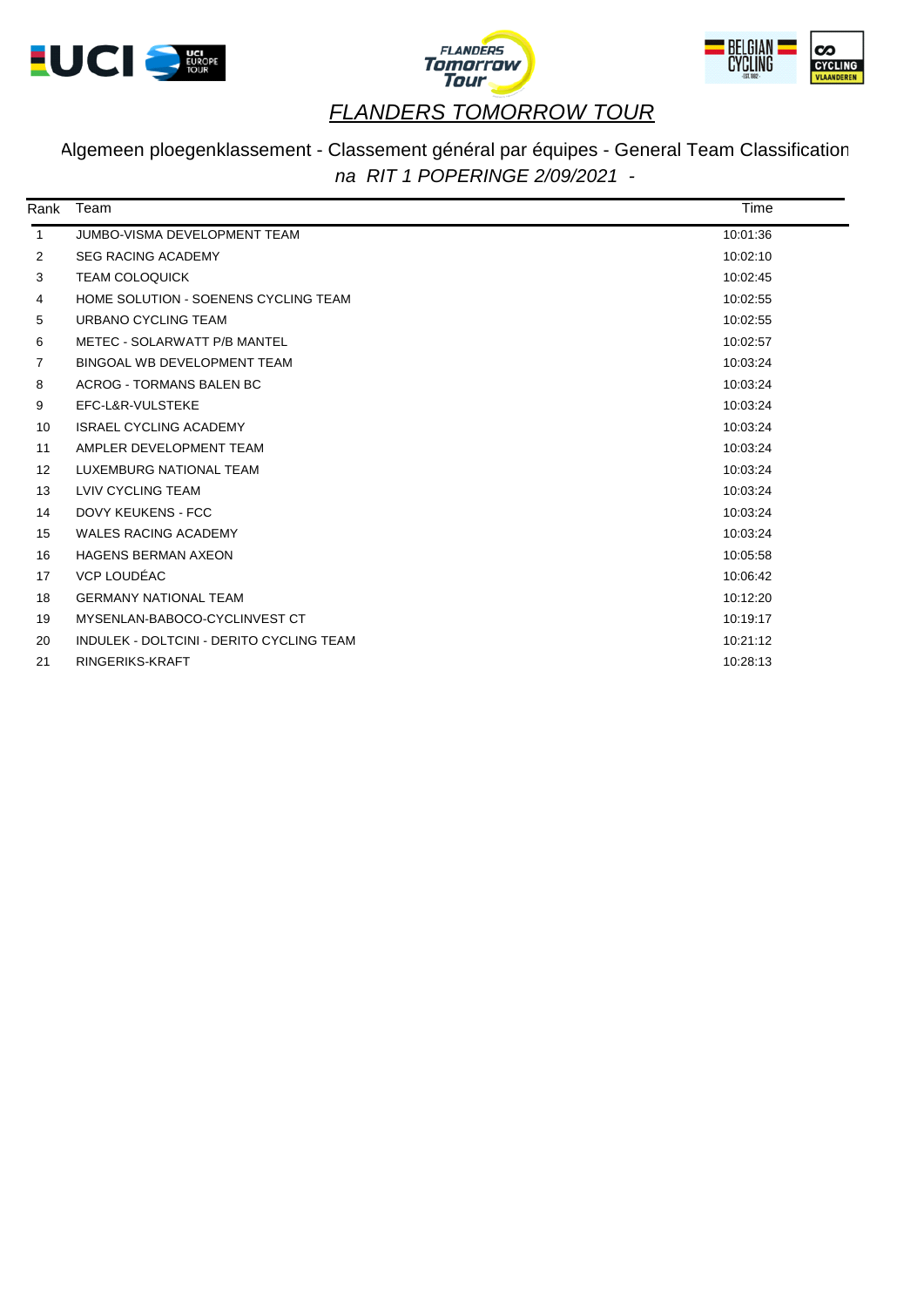# *FLANDERS TOMORROW TOUR*

Algemeen ploegenklassement - Classement général par équipes - General Team Classification

*na RIT 1 POPERINGE 2/09/2021 -*

| Rank | Team | Time |
|---|---|---|
| 1 | JUMBO-VISMA DEVELOPMENT TEAM | 10:01:36 |
| 2 | SEG RACING ACADEMY | 10:02:10 |
| 3 | TEAM COLOQUICK | 10:02:45 |
| 4 | HOME SOLUTION - SOENENS CYCLING TEAM | 10:02:55 |
| 5 | URBANO CYCLING TEAM | 10:02:55 |
| 6 | METEC - SOLARWATT P/B MANTEL | 10:02:57 |
| 7 | BINGOAL WB DEVELOPMENT TEAM | 10:03:24 |
| 8 | ACROG - TORMANS BALEN BC | 10:03:24 |
| 9 | EFC-L&R-VULSTEKE | 10:03:24 |
| 10 | ISRAEL CYCLING ACADEMY | 10:03:24 |
| 11 | AMPLER DEVELOPMENT TEAM | 10:03:24 |
| 12 | LUXEMBURG NATIONAL TEAM | 10:03:24 |
| 13 | LVIV CYCLING TEAM | 10:03:24 |
| 14 | DOVY KEUKENS - FCC | 10:03:24 |
| 15 | WALES RACING ACADEMY | 10:03:24 |
| 16 | HAGENS BERMAN AXEON | 10:05:58 |
| 17 | VCP LOUDÉAC | 10:06:42 |
| 18 | GERMANY NATIONAL TEAM | 10:12:20 |
| 19 | MYSENLAN-BABOCO-CYCLINVEST CT | 10:19:17 |
| 20 | INDULEK - DOLTCINI - DERITO CYCLING TEAM | 10:21:12 |
| 21 | RINGERIKS-KRAFT | 10:28:13 |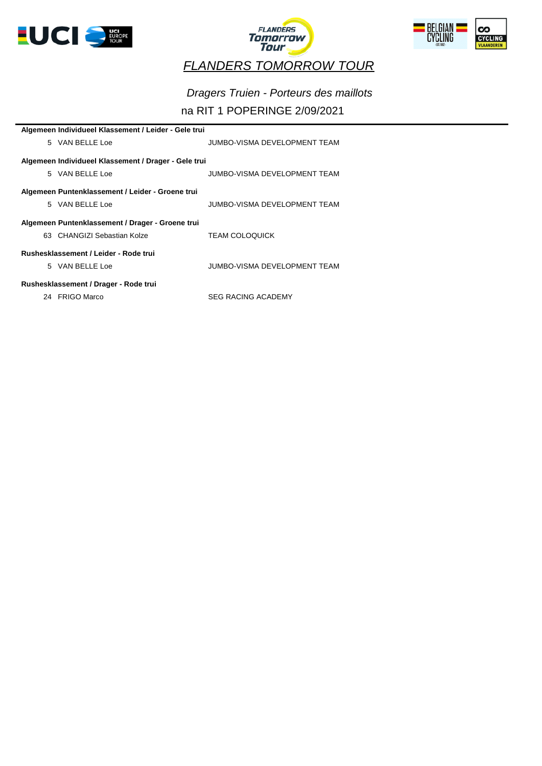# FLANDERS TOMORROW TOUR

*Dragers Truien - Porteurs des maillots*

na RIT 1 POPERINGE 2/09/2021

**Algemeen Individueel Klassement / Leider - Gele trui**

| | | |
|---|---|---|
| 5 | VAN BELLE Loe | JUMBO-VISMA DEVELOPMENT TEAM |

**Algemeen Individueel Klassement / Drager - Gele trui**

| | | |
|---|---|---|
| 5 | VAN BELLE Loe | JUMBO-VISMA DEVELOPMENT TEAM |

**Algemeen Puntenklassement / Leider - Groene trui**

| | | |
|---|---|---|
| 5 | VAN BELLE Loe | JUMBO-VISMA DEVELOPMENT TEAM |

**Algemeen Puntenklassement / Drager - Groene trui**

| | | |
|---|---|---|
| 63 | CHANGIZI Sebastian Kolze | TEAM COLOQUICK |

**Rushesklassement / Leider - Rode trui**

| | | |
|---|---|---|
| 5 | VAN BELLE Loe | JUMBO-VISMA DEVELOPMENT TEAM |

**Rushesklassement / Drager - Rode trui**

| | | |
|---|---|---|
| 24 | FRIGO Marco | SEG RACING ACADEMY |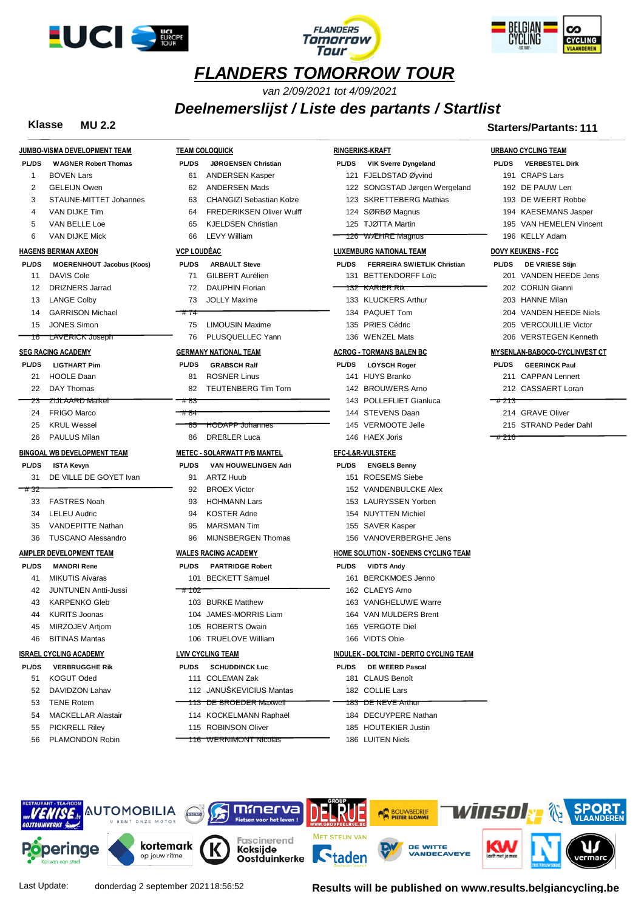# FLANDERS TOMORROW TOUR

*van 2/09/2021 tot 4/09/2021*

## *Deelnemerslijst / Liste des partants / Startlist*

**Klasse MU 2.2**

**Starters/Partants: 111**

### JUMBO-VISMA DEVELOPMENT TEAM

**PL/DS WAGNER Robert Thomas**

1 BOVEN Lars
2 GELEIJN Owen
3 STAUNE-MITTET Johannes
4 VAN DIJKE Tim
5 VAN BELLE Loe
6 VAN DIJKE Mick

### HAGENS BERMAN AXEON

**PL/DS MOERENHOUT Jacobus (Koos)**

11 DAVIS Cole
12 DRIZNERS Jarrad
13 LANGE Colby
14 GARRISON Michael
15 JONES Simon
~~16 LAVERICK Joseph~~

### SEG RACING ACADEMY

**PL/DS LIGTHART Pim**

21 HOOLE Daan
22 DAY Thomas
~~23 ZIJLAARD Maikel~~
24 FRIGO Marco
25 KRUL Wessel
26 PAULUS Milan

### BINGOAL WB DEVELOPMENT TEAM

**PL/DS ISTA Kevyn**

31 DE VILLE DE GOYET Ivan
~~# 32~~
33 FASTRES Noah
34 LELEU Audric
35 VANDEPITTE Nathan
36 TUSCANO Alessandro

### AMPLER DEVELOPMENT TEAM

**PL/DS MANDRI Rene**

41 MIKUTIS Aivaras
42 JUNTUNEN Antti-Jussi
43 KARPENKO Gleb
44 KURITS Joonas
45 MIRZOJEV Artjom
46 BITINAS Mantas

### ISRAEL CYCLING ACADEMY

**PL/DS VERBRUGGHE Rik**

51 KOGUT Oded
52 DAVIDZON Lahav
53 TENE Rotem
54 MACKELLAR Alastair
55 PICKRELL Riley
56 PLAMONDON Robin

### TEAM COLOQUICK

**PL/DS JØRGENSEN Christian**

61 ANDERSEN Kasper
62 ANDERSEN Mads
63 CHANGIZI Sebastian Kolze
64 FREDERIKSEN Oliver Wulff
65 KJELDSEN Christian
66 LEVY William

### VCP LOUDÉAC

**PL/DS ARBAULT Steve**

71 GILBERT Aurélien
72 DAUPHIN Florian
73 JOLLY Maxime
~~# 74~~
75 LIMOUSIN Maxime
76 PLUSQUELLEC Yann

### GERMANY NATIONAL TEAM

**PL/DS GRABSCH Ralf**

81 ROSNER Linus
82 TEUTENBERG Tim Torn
~~# 83~~
~~# 84~~
~~85 HODAPP Johannes~~
86 DREßLER Luca

### METEC - SOLARWATT P/B MANTEL

**PL/DS VAN HOUWELINGEN Adri**

91 ARTZ Huub
92 BROEX Victor
93 HOHMANN Lars
94 KOSTER Adne
95 MARSMAN Tim
96 MIJNSBERGEN Thomas

### WALES RACING ACADEMY

**PL/DS PARTRIDGE Robert**

101 BECKETT Samuel
~~# 102~~
103 BURKE Matthew
104 JAMES-MORRIS Liam
105 ROBERTS Owain
106 TRUELOVE William

### LVIV CYCLING TEAM

**PL/DS SCHUDDINCK Luc**

111 COLEMAN Zak
112 JANUŠKEVICIUS Mantas
~~113 DE BROEDER Maxwell~~
114 KOCKELMANN Raphaël
115 ROBINSON Oliver
~~116 WERNIMONT Nicolas~~

### RINGERIKS-KRAFT

**PL/DS VIK Sverre Dyngeland**

121 FJELDSTAD Øyvind
122 SONGSTAD Jørgen Wergeland
123 SKRETTEBERG Mathias
124 SØRBØ Magnus
125 TJØTTA Martin
~~126 WÆHRE Magnus~~

### LUXEMBURG NATIONAL TEAM

**PL/DS FERREIRA SWIETLIK Christian**

131 BETTENDORFF Loïc
~~132 KARIER Rik~~
133 KLUCKERS Arthur
134 PAQUET Tom
135 PRIES Cédric
136 WENZEL Mats

### ACROG - TORMANS BALEN BC

**PL/DS LOYSCH Roger**

141 HUYS Branko
142 BROUWERS Arno
143 POLLEFLIET Gianluca
144 STEVENS Daan
145 VERMOOTE Jelle
146 HAEX Joris

### EFC-L&R-VULSTEKE

**PL/DS ENGELS Benny**

151 ROESEMS Siebe
152 VANDENBULCKE Alex
153 LAURYSSEN Yorben
154 NUYTTEN Michiel
155 SAVER Kasper
156 VANOVERBERGHE Jens

### HOME SOLUTION - SOENENS CYCLING TEAM

**PL/DS VIDTS Andy**

161 BERCKMOES Jenno
162 CLAEYS Arno
163 VANGHELUWE Warre
164 VAN MULDERS Brent
165 VERGOTE Diel
166 VIDTS Obie

### INDULEK - DOLTCINI - DERITO CYCLING TEAM

**PL/DS DE WEERD Pascal**

181 CLAUS Benoît
182 COLLIE Lars
~~183 DE NEVE Arthur~~
184 DECUYPERE Nathan
185 HOUTEKIER Justin
186 LUITEN Niels

### URBANO CYCLING TEAM

**PL/DS VERBESTEL Dirk**

191 CRAPS Lars
192 DE PAUW Len
193 DE WEERT Robbe
194 KAESEMANS Jasper
195 VAN HEMELEN Vincent
196 KELLY Adam

### DOVY KEUKENS - FCC

**PL/DS DE VRIESE Stijn**

201 VANDEN HEEDE Jens
202 CORIJN Gianni
203 HANNE Milan
204 VANDEN HEEDE Niels
205 VERCOUILLIE Victor
206 VERSTEGEN Kenneth

### MYSENLAN-BABOCO-CYCLINVEST CT

**PL/DS GEERINCK Paul**

211 CAPPAN Lennert
212 CASSAERT Loran
~~# 213~~
214 GRAVE Oliver
215 STRAND Peder Dahl
~~# 216~~

Last Update: donderdag 2 september 2021 18:56:52

**Results will be published on www.results.belgiancycling.be**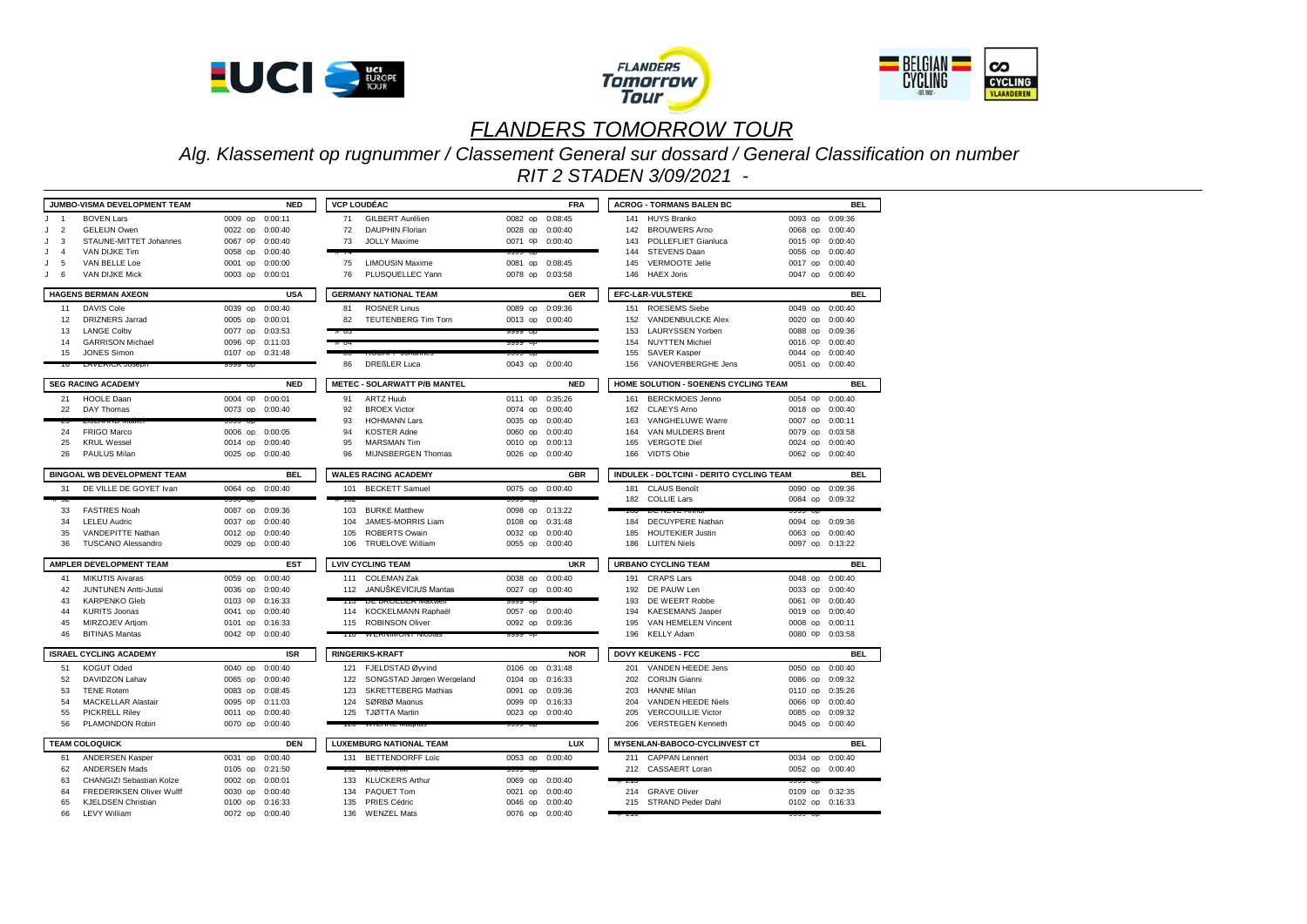# FLANDERS TOMORROW TOUR

## Alg. Klassement op rugnummer / Classement General sur dossard / General Classification on number

## RIT 2 STADEN 3/09/2021 -

### JUMBO-VISMA DEVELOPMENT TEAM — NED

| | Nr | Name | Pos | | Time |
|---|---|---|---|---|---|
| J | 1 | BOVEN Lars | 0009 | op | 0:00:11 |
| J | 2 | GELEIJN Owen | 0022 | op | 0:00:40 |
| J | 3 | STAUNE-MITTET Johannes | 0067 | op | 0:00:40 |
| J | 4 | VAN DIJKE Tim | 0058 | op | 0:00:40 |
| J | 5 | VAN BELLE Loe | 0001 | op | 0:00:00 |
| J | 6 | VAN DIJKE Mick | 0003 | op | 0:00:01 |

### HAGENS BERMAN AXEON — USA

| Nr | Name | Pos | | Time |
|---|---|---|---|---|
| 11 | DAVIS Cole | 0039 | op | 0:00:40 |
| 12 | DRIZNERS Jarrad | 0005 | op | 0:00:01 |
| 13 | LANGE Colby | 0077 | op | 0:03:53 |
| 14 | GARRISON Michael | 0096 | op | 0:11:03 |
| 15 | JONES Simon | 0107 | op | 0:31:48 |
| ~~16~~ | ~~LAVERICK Joseph~~ | ~~9999~~ | ~~op~~ | |

### SEG RACING ACADEMY — NED

| Nr | Name | Pos | | Time |
|---|---|---|---|---|
| 21 | HOOLE Daan | 0004 | op | 0:00:01 |
| 22 | DAY Thomas | 0073 | op | 0:00:40 |
| ~~23~~ | ~~EIJLAND Maikel~~ | ~~9999~~ | ~~op~~ | |
| 24 | FRIGO Marco | 0006 | op | 0:00:05 |
| 25 | KRUL Wessel | 0014 | op | 0:00:40 |
| 26 | PAULUS Milan | 0025 | op | 0:00:40 |

### BINGOAL WB DEVELOPMENT TEAM — BEL

| Nr | Name | Pos | | Time |
|---|---|---|---|---|
| 31 | DE VILLE DE GOYET Ivan | 0064 | op | 0:00:40 |
| ~~32~~ | | ~~9999~~ | ~~op~~ | |
| 33 | FASTRES Noah | 0087 | op | 0:09:36 |
| 34 | LELEU Audric | 0037 | op | 0:00:40 |
| 35 | VANDEPITTE Nathan | 0012 | op | 0:00:40 |
| 36 | TUSCANO Alessandro | 0029 | op | 0:00:40 |

### AMPLER DEVELOPMENT TEAM — EST

| Nr | Name | Pos | | Time |
|---|---|---|---|---|
| 41 | MIKUTIS Aivaras | 0059 | op | 0:00:40 |
| 42 | JUNTUNEN Antti-Jussi | 0036 | op | 0:00:40 |
| 43 | KARPENKO Gleb | 0103 | op | 0:16:33 |
| 44 | KURITS Joonas | 0041 | op | 0:00:40 |
| 45 | MIRZOJEV Artjom | 0101 | op | 0:16:33 |
| 46 | BITINAS Mantas | 0042 | op | 0:00:40 |

### ISRAEL CYCLING ACADEMY — ISR

| Nr | Name | Pos | | Time |
|---|---|---|---|---|
| 51 | KOGUT Oded | 0040 | op | 0:00:40 |
| 52 | DAVIDZON Lahav | 0065 | op | 0:00:40 |
| 53 | TENE Rotem | 0083 | op | 0:08:45 |
| 54 | MACKELLAR Alastair | 0095 | op | 0:11:03 |
| 55 | PICKRELL Riley | 0011 | op | 0:00:40 |
| 56 | PLAMONDON Robin | 0070 | op | 0:00:40 |

### TEAM COLOQUICK — DEN

| Nr | Name | Pos | | Time |
|---|---|---|---|---|
| 61 | ANDERSEN Kasper | 0031 | op | 0:00:40 |
| 62 | ANDERSEN Mads | 0105 | op | 0:21:50 |
| 63 | CHANGIZI Sebastian Kolze | 0002 | op | 0:00:01 |
| 64 | FREDERIKSEN Oliver Wulff | 0030 | op | 0:00:40 |
| 65 | KJELDSEN Christian | 0100 | op | 0:16:33 |
| 66 | LEVY William | 0072 | op | 0:00:40 |

### VCP LOUDÉAC — FRA

| Nr | Name | Pos | | Time |
|---|---|---|---|---|
| 71 | GILBERT Aurélien | 0082 | op | 0:08:45 |
| 72 | DAUPHIN Florian | 0028 | op | 0:00:40 |
| 73 | JOLLY Maxime | 0071 | op | 0:00:40 |
| ~~74~~ | | ~~9999~~ | ~~op~~ | |
| 75 | LIMOUSIN Maxime | 0081 | op | 0:08:45 |
| 76 | PLUSQUELLEC Yann | 0078 | op | 0:03:58 |

### GERMANY NATIONAL TEAM — GER

| Nr | Name | Pos | | Time |
|---|---|---|---|---|
| 81 | ROSNER Linus | 0089 | op | 0:09:36 |
| 82 | TEUTENBERG Tim Torn | 0013 | op | 0:00:40 |
| ~~83~~ | | ~~9999~~ | ~~op~~ | |
| ~~84~~ | | ~~9999~~ | ~~op~~ | |
| ~~85~~ | ~~HOLZAPFEL Johannes~~ | ~~9999~~ | ~~op~~ | |
| 86 | DREßLER Luca | 0043 | op | 0:00:40 |

### METEC - SOLARWATT P/B MANTEL — NED

| Nr | Name | Pos | | Time |
|---|---|---|---|---|
| 91 | ARTZ Huub | 0111 | op | 0:35:26 |
| 92 | BROEX Victor | 0074 | op | 0:00:40 |
| 93 | HOHMANN Lars | 0035 | op | 0:00:40 |
| 94 | KOSTER Adne | 0060 | op | 0:00:40 |
| 95 | MARSMAN Tim | 0010 | op | 0:00:13 |
| 96 | MIJNSBERGEN Thomas | 0026 | op | 0:00:40 |

### WALES RACING ACADEMY — GBR

| Nr | Name | Pos | | Time |
|---|---|---|---|---|
| 101 | BECKETT Samuel | 0075 | op | 0:00:40 |
| ~~102~~ | | ~~9999~~ | ~~op~~ | |
| 103 | BURKE Matthew | 0098 | op | 0:13:22 |
| 104 | JAMES-MORRIS Liam | 0108 | op | 0:31:48 |
| 105 | ROBERTS Owain | 0032 | op | 0:00:40 |
| 106 | TRUELOVE William | 0055 | op | 0:00:40 |

### LVIV CYCLING TEAM — UKR

| Nr | Name | Pos | | Time |
|---|---|---|---|---|
| 111 | COLEMAN Zak | 0038 | op | 0:00:40 |
| 112 | JANUŠKEVICIUS Mantas | 0027 | op | 0:00:40 |
| ~~113~~ | ~~DE BROEDER Maxwell~~ | ~~9999~~ | ~~op~~ | |
| 114 | KOCKELMANN Raphaël | 0057 | op | 0:00:40 |
| 115 | ROBINSON Oliver | 0092 | op | 0:09:36 |
| ~~116~~ | ~~WERNIMONT Nicolas~~ | ~~9999~~ | ~~op~~ | |

### RINGERIKS-KRAFT — NOR

| Nr | Name | Pos | | Time |
|---|---|---|---|---|
| 121 | FJELDSTAD Øyvind | 0106 | op | 0:31:48 |
| 122 | SONGSTAD Jørgen Wergeland | 0104 | op | 0:16:33 |
| 123 | SKRETTEBERG Mathias | 0091 | op | 0:09:36 |
| 124 | SØRBØ Magnus | 0099 | op | 0:16:33 |
| 125 | TJØTTA Martin | 0023 | op | 0:00:40 |
| ~~126~~ | ~~WÆRNE Magnus~~ | ~~9999~~ | ~~op~~ | |

### LUXEMBURG NATIONAL TEAM — LUX

| Nr | Name | Pos | | Time |
|---|---|---|---|---|
| 131 | BETTENDORFF Loïc | 0053 | op | 0:00:40 |
| ~~132~~ | ~~KARIER Rik~~ | ~~9999~~ | ~~op~~ | |
| 133 | KLUCKERS Arthur | 0069 | op | 0:00:40 |
| 134 | PAQUET Tom | 0021 | op | 0:00:40 |
| 135 | PRIES Cédric | 0046 | op | 0:00:40 |
| 136 | WENZEL Mats | 0076 | op | 0:00:40 |

### ACROG - TORMANS BALEN BC — BEL

| Nr | Name | Pos | | Time |
|---|---|---|---|---|
| 141 | HUYS Branko | 0093 | op | 0:09:36 |
| 142 | BROUWERS Arno | 0068 | op | 0:00:40 |
| 143 | POLLEFLIET Gianluca | 0015 | op | 0:00:40 |
| 144 | STEVENS Daan | 0056 | op | 0:00:40 |
| 145 | VERMOOTE Jelle | 0017 | op | 0:00:40 |
| 146 | HAEX Joris | 0047 | op | 0:00:40 |

### EFC-L&R-VULSTEKE — BEL

| Nr | Name | Pos | | Time |
|---|---|---|---|---|
| 151 | ROESEMS Siebe | 0049 | op | 0:00:40 |
| 152 | VANDENBULCKE Alex | 0020 | op | 0:00:40 |
| 153 | LAURYSSEN Yorben | 0088 | op | 0:09:36 |
| 154 | NUYTTEN Michiel | 0016 | op | 0:00:40 |
| 155 | SAVER Kasper | 0044 | op | 0:00:40 |
| 156 | VANOVERBERGHE Jens | 0051 | op | 0:00:40 |

### HOME SOLUTION - SOENENS CYCLING TEAM — BEL

| Nr | Name | Pos | | Time |
|---|---|---|---|---|
| 161 | BERCKMOES Jenno | 0054 | op | 0:00:40 |
| 162 | CLAEYS Arno | 0018 | op | 0:00:40 |
| 163 | VANGHELUWE Warre | 0007 | op | 0:00:11 |
| 164 | VAN MULDERS Brent | 0079 | op | 0:03:58 |
| 165 | VERGOTE Diel | 0024 | op | 0:00:40 |
| 166 | VIDTS Obie | 0062 | op | 0:00:40 |

### INDULEK - DOLTCINI - DERITO CYCLING TEAM — BEL

| Nr | Name | Pos | | Time |
|---|---|---|---|---|
| 181 | CLAUS Benoît | 0090 | op | 0:09:36 |
| 182 | COLLIE Lars | 0084 | op | 0:09:32 |
| ~~183~~ | ~~DE NEVE Annar~~ | ~~9999~~ | ~~op~~ | |
| 184 | DECUYPERE Nathan | 0094 | op | 0:09:36 |
| 185 | HOUTEKIER Justin | 0063 | op | 0:00:40 |
| 186 | LUITEN Niels | 0097 | op | 0:13:22 |

### URBANO CYCLING TEAM — BEL

| Nr | Name | Pos | | Time |
|---|---|---|---|---|
| 191 | CRAPS Lars | 0048 | op | 0:00:40 |
| 192 | DE PAUW Len | 0033 | op | 0:00:40 |
| 193 | DE WEERT Robbe | 0061 | op | 0:00:40 |
| 194 | KAESEMANS Jasper | 0019 | op | 0:00:40 |
| 195 | VAN HEMELEN Vincent | 0008 | op | 0:00:11 |
| 196 | KELLY Adam | 0080 | op | 0:03:58 |

### DOVY KEUKENS - FCC — BEL

| Nr | Name | Pos | | Time |
|---|---|---|---|---|
| 201 | VANDEN HEEDE Jens | 0050 | op | 0:00:40 |
| 202 | CORIJN Gianni | 0086 | op | 0:09:32 |
| 203 | HANNE Milan | 0110 | op | 0:35:26 |
| 204 | VANDEN HEEDE Niels | 0066 | op | 0:00:40 |
| 205 | VERCOUILLIE Victor | 0085 | op | 0:09:32 |
| 206 | VERSTEGEN Kenneth | 0045 | op | 0:00:40 |

### MYSENLAN-BABOCO-CYCLINVEST CT — BEL

| Nr | Name | Pos | | Time |
|---|---|---|---|---|
| 211 | CAPPAN Lennert | 0034 | op | 0:00:40 |
| 212 | CASSAERT Loran | 0052 | op | 0:00:40 |
| ~~213~~ | | ~~9999~~ | ~~op~~ | |
| 214 | GRAVE Oliver | 0109 | op | 0:32:35 |
| 215 | STRAND Peder Dahl | 0102 | op | 0:16:33 |
| ~~216~~ | | ~~9999~~ | ~~op~~ | |